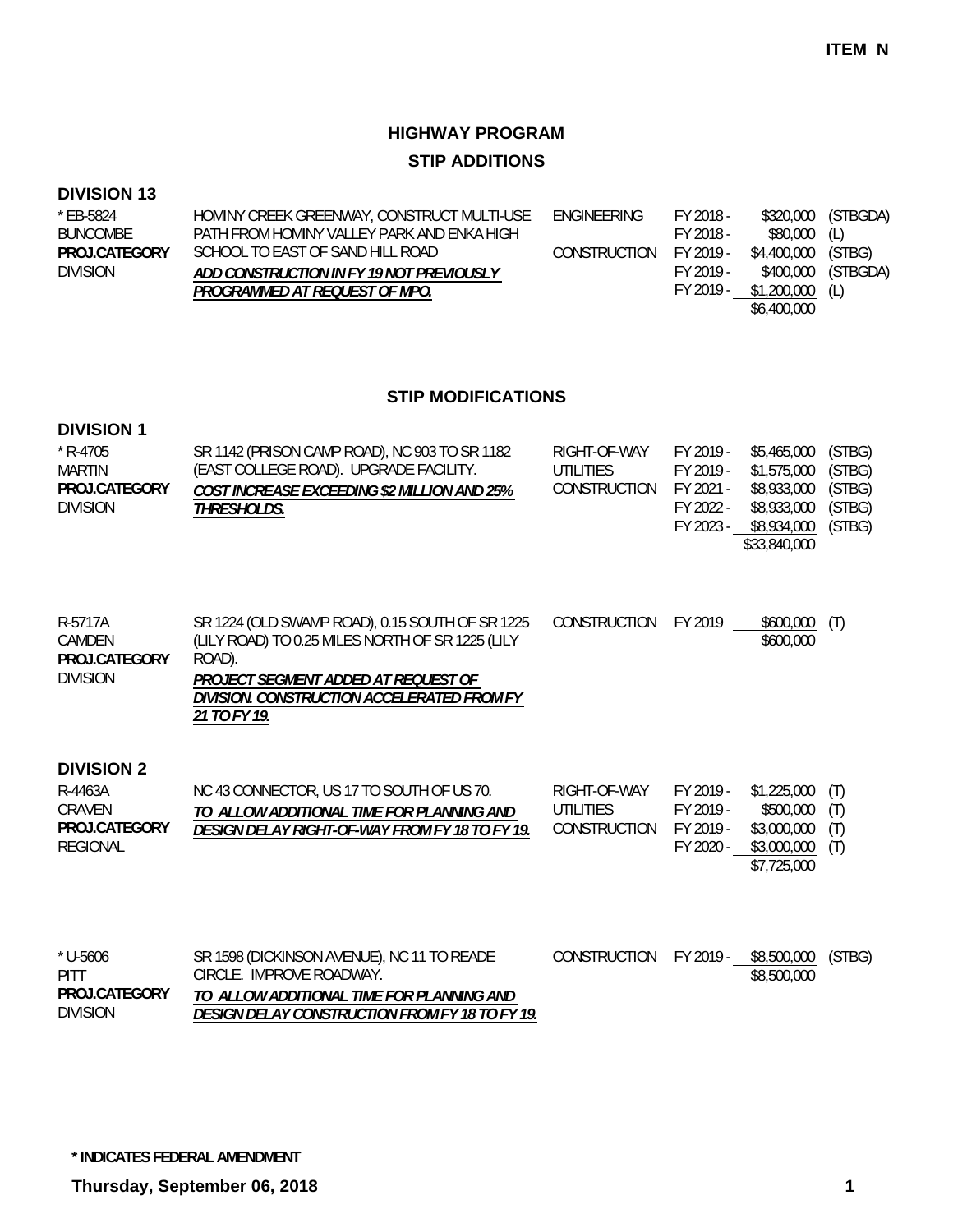**ITEM N**

# HIGHWAY PROGRAM

## STIP ADDITIONS

### DIVISION 13

| | | | | | |
|---|---|---|---|---|---|
| * EB-5824<br>BUNCOMBE<br>**PROJ.CATEGORY**<br>DIVISION | HOMINY CREEK GREENWAY, CONSTRUCT MULTI-USE PATH FROM HOMINY VALLEY PARK AND ENKA HIGH SCHOOL TO EAST OF SAND HILL ROAD<br>***ADD CONSTRUCTION IN FY 19 NOT PREVIOUSLY PROGRAMMED AT REQUEST OF MPO.*** | ENGINEERING | FY 2018 - | $320,000 | (STBGDA) |
| | | | FY 2018 - | $80,000 | (L) |
| | | CONSTRUCTION | FY 2019 - | $4,400,000 | (STBG) |
| | | | FY 2019 - | $400,000 | (STBGDA) |
| | | | FY 2019 - | $1,200,000 | (L) |
| | | | | $6,400,000 | |

## STIP MODIFICATIONS

### DIVISION 1

| | | | | | |
|---|---|---|---|---|---|
| * R-4705<br>MARTIN<br>**PROJ.CATEGORY**<br>DIVISION | SR 1142 (PRISON CAMP ROAD), NC 903 TO SR 1182 (EAST COLLEGE ROAD). UPGRADE FACILITY.<br>***COST INCREASE EXCEEDING $2 MILLION AND 25% THRESHOLDS.*** | RIGHT-OF-WAY | FY 2019 - | $5,465,000 | (STBG) |
| | | UTILITIES | FY 2019 - | $1,575,000 | (STBG) |
| | | CONSTRUCTION | FY 2021 - | $8,933,000 | (STBG) |
| | | | FY 2022 - | $8,933,000 | (STBG) |
| | | | FY 2023 - | $8,934,000 | (STBG) |
| | | | | $33,840,000 | |

| | | | | | |
|---|---|---|---|---|---|
| R-5717A<br>CAMDEN<br>**PROJ.CATEGORY**<br>DIVISION | SR 1224 (OLD SWAMP ROAD), 0.15 SOUTH OF SR 1225 (LILY ROAD) TO 0.25 MILES NORTH OF SR 1225 (LILY ROAD).<br>***PROJECT SEGMENT ADDED AT REQUEST OF DIVISION. CONSTRUCTION ACCELERATED FROM FY 21 TO FY 19.*** | CONSTRUCTION | FY 2019 | $600,000 | (T) |
| | | | | $600,000 | |

### DIVISION 2

| | | | | | |
|---|---|---|---|---|---|
| R-4463A<br>CRAVEN<br>**PROJ.CATEGORY**<br>REGIONAL | NC 43 CONNECTOR, US 17 TO SOUTH OF US 70.<br>***TO ALLOW ADDITIONAL TIME FOR PLANNING AND DESIGN DELAY RIGHT-OF-WAY FROM FY 18 TO FY 19.*** | RIGHT-OF-WAY | FY 2019 - | $1,225,000 | (T) |
| | | UTILITIES | FY 2019 - | $500,000 | (T) |
| | | CONSTRUCTION | FY 2019 - | $3,000,000 | (T) |
| | | | FY 2020 - | $3,000,000 | (T) |
| | | | | $7,725,000 | |

| | | | | | |
|---|---|---|---|---|---|
| * U-5606<br>PITT<br>**PROJ.CATEGORY**<br>DIVISION | SR 1598 (DICKINSON AVENUE), NC 11 TO READE CIRCLE. IMPROVE ROADWAY.<br>***TO ALLOW ADDITIONAL TIME FOR PLANNING AND DESIGN DELAY CONSTRUCTION FROM FY 18 TO FY 19.*** | CONSTRUCTION | FY 2019 - | $8,500,000 | (STBG) |
| | | | | $8,500,000 | |

**\* INDICATES FEDERAL AMENDMENT**

**Thursday, September 06, 2018**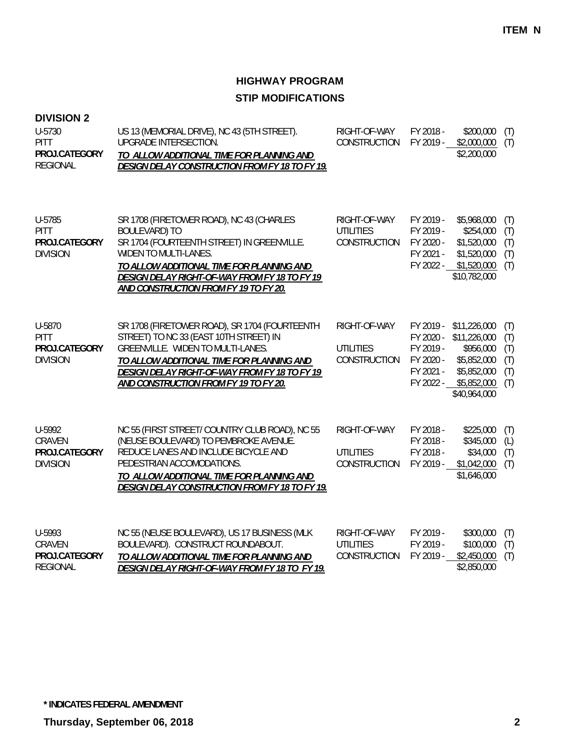**ITEM N**

## HIGHWAY PROGRAM
## STIP MODIFICATIONS

**DIVISION 2**

| Project | Description | Phase | Fiscal Year | Amount | Source |
|---|---|---|---|---|---|
| U-5730<br>PITT<br>**PROJ.CATEGORY**<br>REGIONAL | US 13 (MEMORIAL DRIVE), NC 43 (5TH STREET). UPGRADE INTERSECTION.<br>***TO ALLOW ADDITIONAL TIME FOR PLANNING AND DESIGN DELAY CONSTRUCTION FROM FY 18 TO FY 19.*** | RIGHT-OF-WAY | FY 2018 - | $200,000 | (T) |
| | | CONSTRUCTION | FY 2019 - | $2,000,000 | (T) |
| | | | | $2,200,000 | |
| U-5785<br>PITT<br>**PROJ.CATEGORY**<br>DIVISION | SR 1708 (FIRETOWER ROAD), NC 43 (CHARLES BOULEVARD) TO SR 1704 (FOURTEENTH STREET) IN GREENVILLE. WIDEN TO MULTI-LANES.<br>***TO ALLOW ADDITIONAL TIME FOR PLANNING AND DESIGN DELAY RIGHT-OF-WAY FROM FY 18 TO FY 19 AND CONSTRUCTION FROM FY 19 TO FY 20.*** | RIGHT-OF-WAY | FY 2019 - | $5,968,000 | (T) |
| | | UTILITIES | FY 2019 - | $254,000 | (T) |
| | | CONSTRUCTION | FY 2020 - | $1,520,000 | (T) |
| | | | FY 2021 - | $1,520,000 | (T) |
| | | | FY 2022 - | $1,520,000 | (T) |
| | | | | $10,782,000 | |
| U-5870<br>PITT<br>**PROJ.CATEGORY**<br>DIVISION | SR 1708 (FIRETOWER ROAD), SR 1704 (FOURTEENTH STREET) TO NC 33 (EAST 10TH STREET) IN GREENVILLE. WIDEN TO MULTI-LANES.<br>***TO ALLOW ADDITIONAL TIME FOR PLANNING AND DESIGN DELAY RIGHT-OF-WAY FROM FY 18 TO FY 19 AND CONSTRUCTION FROM FY 19 TO FY 20.*** | RIGHT-OF-WAY | FY 2019 - | $11,226,000 | (T) |
| | | | FY 2020 - | $11,226,000 | (T) |
| | | UTILITIES | FY 2019 - | $956,000 | (T) |
| | | CONSTRUCTION | FY 2020 - | $5,852,000 | (T) |
| | | | FY 2021 - | $5,852,000 | (T) |
| | | | FY 2022 - | $5,852,000 | (T) |
| | | | | $40,964,000 | |
| U-5992<br>CRAVEN<br>**PROJ.CATEGORY**<br>DIVISION | NC 55 (FIRST STREET/ COUNTRY CLUB ROAD), NC 55 (NEUSE BOULEVARD) TO PEMBROKE AVENUE. REDUCE LANES AND INCLUDE BICYCLE AND PEDESTRIAN ACCOMODATIONS.<br>***TO ALLOW ADDITIONAL TIME FOR PLANNING AND DESIGN DELAY CONSTRUCTION FROM FY 18 TO FY 19.*** | RIGHT-OF-WAY | FY 2018 - | $225,000 | (T) |
| | | | FY 2018 - | $345,000 | (L) |
| | | UTILITIES | FY 2018 - | $34,000 | (T) |
| | | CONSTRUCTION | FY 2019 - | $1,042,000 | (T) |
| | | | | $1,646,000 | |
| U-5993<br>CRAVEN<br>**PROJ.CATEGORY**<br>REGIONAL | NC 55 (NEUSE BOULEVARD), US 17 BUSINESS (MLK BOULEVARD). CONSTRUCT ROUNDABOUT.<br>***TO ALLOW ADDITIONAL TIME FOR PLANNING AND DESIGN DELAY RIGHT-OF-WAY FROM FY 18 TO FY 19.*** | RIGHT-OF-WAY | FY 2019 - | $300,000 | (T) |
| | | UTILITIES | FY 2019 - | $100,000 | (T) |
| | | CONSTRUCTION | FY 2019 - | $2,450,000 | (T) |
| | | | | $2,850,000 | |

**\* INDICATES FEDERAL AMENDMENT**

**Thursday, September 06, 2018**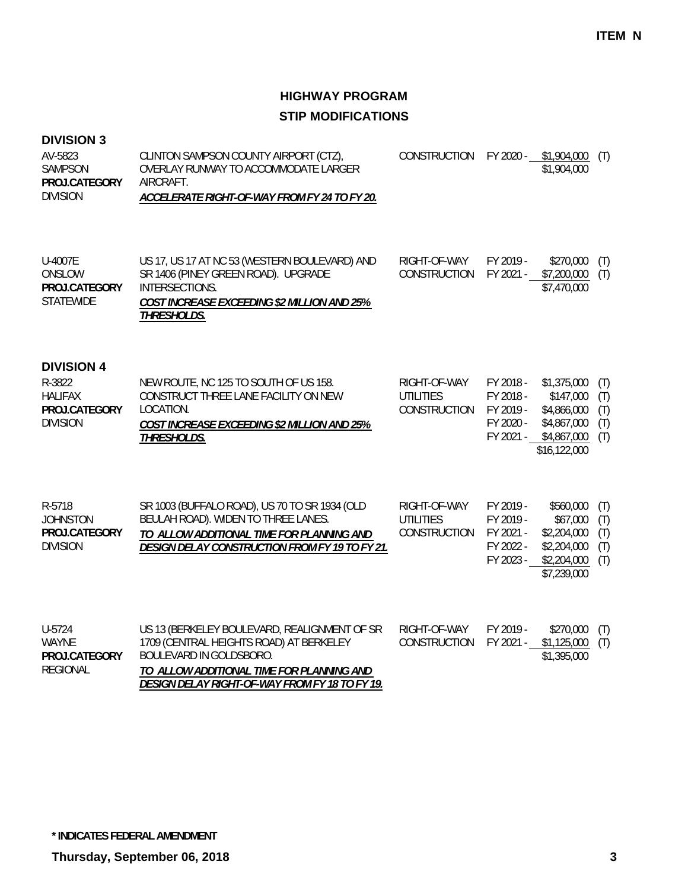**ITEM N**

# HIGHWAY PROGRAM

## STIP MODIFICATIONS

### DIVISION 3

| | | | | | |
|---|---|---|---|---|---|
| AV-5823<br>SAMPSON<br>**PROJ.CATEGORY**<br>DIVISION | CLINTON SAMPSON COUNTY AIRPORT (CTZ), OVERLAY RUNWAY TO ACCOMMODATE LARGER AIRCRAFT.<br>***ACCELERATE RIGHT-OF-WAY FROM FY 24 TO FY 20.*** | CONSTRUCTION | FY 2020 - | $1,904,000<br>$1,904,000 | (T) |
| U-4007E<br>ONSLOW<br>**PROJ.CATEGORY**<br>STATEWIDE | US 17, US 17 AT NC 53 (WESTERN BOULEVARD) AND SR 1406 (PINEY GREEN ROAD). UPGRADE INTERSECTIONS.<br>***COST INCREASE EXCEEDING $2 MILLION AND 25% THRESHOLDS.*** | RIGHT-OF-WAY<br>CONSTRUCTION | FY 2019 -<br>FY 2021 - | $270,000<br>$7,200,000<br>$7,470,000 | (T)<br>(T) |

### DIVISION 4

| | | | | | |
|---|---|---|---|---|---|
| R-3822<br>HALIFAX<br>**PROJ.CATEGORY**<br>DIVISION | NEW ROUTE, NC 125 TO SOUTH OF US 158. CONSTRUCT THREE LANE FACILITY ON NEW LOCATION.<br>***COST INCREASE EXCEEDING $2 MILLION AND 25% THRESHOLDS.*** | RIGHT-OF-WAY<br>UTILITIES<br>CONSTRUCTION | FY 2018 -<br>FY 2018 -<br>FY 2019 -<br>FY 2020 -<br>FY 2021 - | $1,375,000<br>$147,000<br>$4,866,000<br>$4,867,000<br>$4,867,000<br>$16,122,000 | (T)<br>(T)<br>(T)<br>(T)<br>(T) |
| R-5718<br>JOHNSTON<br>**PROJ.CATEGORY**<br>DIVISION | SR 1003 (BUFFALO ROAD), US 70 TO SR 1934 (OLD BEULAH ROAD). WIDEN TO THREE LANES.<br>***TO ALLOW ADDITIONAL TIME FOR PLANNING AND DESIGN DELAY CONSTRUCTION FROM FY 19 TO FY 21.*** | RIGHT-OF-WAY<br>UTILITIES<br>CONSTRUCTION | FY 2019 -<br>FY 2019 -<br>FY 2021 -<br>FY 2022 -<br>FY 2023 - | $560,000<br>$67,000<br>$2,204,000<br>$2,204,000<br>$2,204,000<br>$7,239,000 | (T)<br>(T)<br>(T)<br>(T)<br>(T) |
| U-5724<br>WAYNE<br>**PROJ.CATEGORY**<br>REGIONAL | US 13 (BERKELEY BOULEVARD, REALIGNMENT OF SR 1709 (CENTRAL HEIGHTS ROAD) AT BERKELEY BOULEVARD IN GOLDSBORO.<br>***TO ALLOW ADDITIONAL TIME FOR PLANNING AND DESIGN DELAY RIGHT-OF-WAY FROM FY 18 TO FY 19.*** | RIGHT-OF-WAY<br>CONSTRUCTION | FY 2019 -<br>FY 2021 - | $270,000<br>$1,125,000<br>$1,395,000 | (T)<br>(T) |

**\* INDICATES FEDERAL AMENDMENT**

**Thursday, September 06, 2018**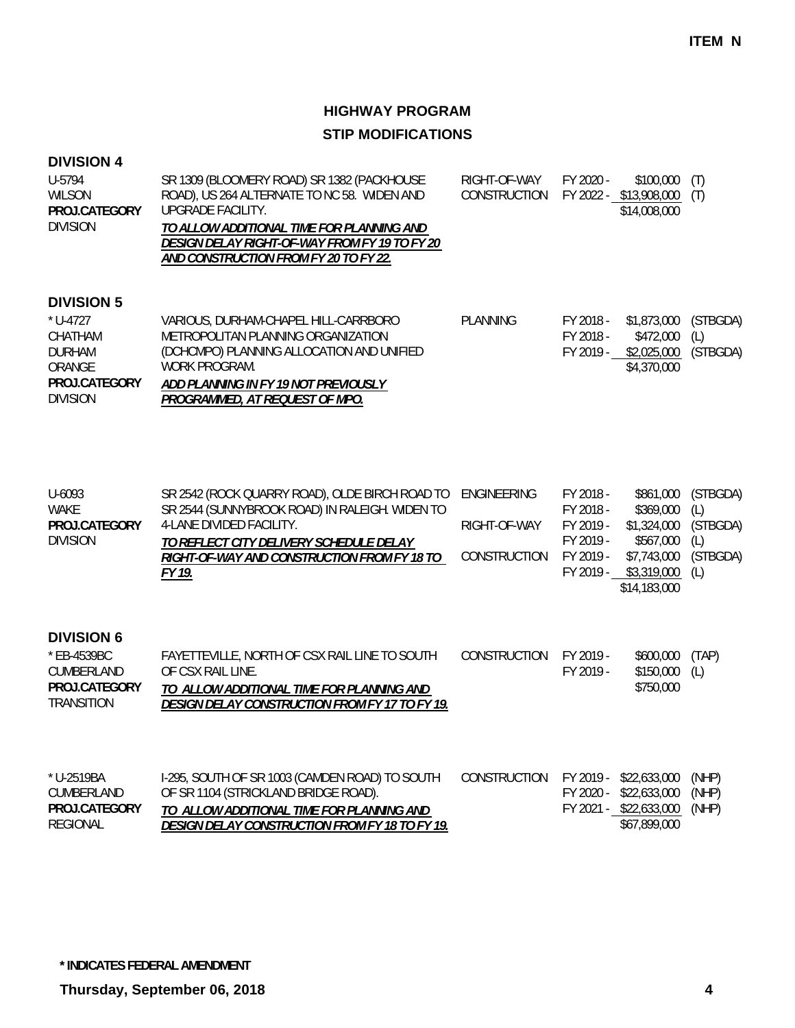**ITEM N**

## HIGHWAY PROGRAM

## STIP MODIFICATIONS

### DIVISION 4

| Project | Description | Phase | FY | Amount | Fund |
|---|---|---|---|---|---|
| U-5794<br>WILSON<br>**PROJ.CATEGORY**<br>DIVISION | SR 1309 (BLOOMERY ROAD) SR 1382 (PACKHOUSE ROAD), US 264 ALTERNATE TO NC 58. WIDEN AND UPGRADE FACILITY.<br>***TO ALLOW ADDITIONAL TIME FOR PLANNING AND DESIGN DELAY RIGHT-OF-WAY FROM FY 19 TO FY 20 AND CONSTRUCTION FROM FY 20 TO FY 22.*** | RIGHT-OF-WAY | FY 2020 - | $100,000 | (T) |
| | | CONSTRUCTION | FY 2022 - | $13,908,000 | (T) |
| | | | | $14,008,000 | |

### DIVISION 5

| Project | Description | Phase | FY | Amount | Fund |
|---|---|---|---|---|---|
| * U-4727<br>CHATHAM<br>DURHAM<br>ORANGE<br>**PROJ.CATEGORY**<br>DIVISION | VARIOUS, DURHAM-CHAPEL HILL-CARRBORO METROPOLITAN PLANNING ORGANIZATION (DCHCMPO) PLANNING ALLOCATION AND UNIFIED WORK PROGRAM.<br>***ADD PLANNING IN FY 19 NOT PREVIOUSLY PROGRAMMED, AT REQUEST OF MPO.*** | PLANNING | FY 2018 - | $1,873,000 | (STBGDA) |
| | | | FY 2018 - | $472,000 | (L) |
| | | | FY 2019 - | $2,025,000 | (STBGDA) |
| | | | | $4,370,000 | |

| Project | Description | Phase | FY | Amount | Fund |
|---|---|---|---|---|---|
| U-6093<br>WAKE<br>**PROJ.CATEGORY**<br>DIVISION | SR 2542 (ROCK QUARRY ROAD), OLDE BIRCH ROAD TO SR 2544 (SUNNYBROOK ROAD) IN RALEIGH. WIDEN TO 4-LANE DIVIDED FACILITY.<br>***TO REFLECT CITY DELIVERY SCHEDULE DELAY RIGHT-OF-WAY AND CONSTRUCTION FROM FY 18 TO FY 19.*** | ENGINEERING | FY 2018 - | $861,000 | (STBGDA) |
| | | | FY 2018 - | $369,000 | (L) |
| | | RIGHT-OF-WAY | FY 2019 - | $1,324,000 | (STBGDA) |
| | | | FY 2019 - | $567,000 | (L) |
| | | CONSTRUCTION | FY 2019 - | $7,743,000 | (STBGDA) |
| | | | FY 2019 - | $3,319,000 | (L) |
| | | | | $14,183,000 | |

### DIVISION 6

| Project | Description | Phase | FY | Amount | Fund |
|---|---|---|---|---|---|
| * EB-4539BC<br>CUMBERLAND<br>**PROJ.CATEGORY**<br>TRANSITION | FAYETTEVILLE, NORTH OF CSX RAIL LINE TO SOUTH OF CSX RAIL LINE.<br>***TO ALLOW ADDITIONAL TIME FOR PLANNING AND DESIGN DELAY CONSTRUCTION FROM FY 17 TO FY 19.*** | CONSTRUCTION | FY 2019 - | $600,000 | (TAP) |
| | | | FY 2019 - | $150,000 | (L) |
| | | | | $750,000 | |

| Project | Description | Phase | FY | Amount | Fund |
|---|---|---|---|---|---|
| * U-2519BA<br>CUMBERLAND<br>**PROJ.CATEGORY**<br>REGIONAL | I-295, SOUTH OF SR 1003 (CAMDEN ROAD) TO SOUTH OF SR 1104 (STRICKLAND BRIDGE ROAD).<br>***TO ALLOW ADDITIONAL TIME FOR PLANNING AND DESIGN DELAY CONSTRUCTION FROM FY 18 TO FY 19.*** | CONSTRUCTION | FY 2019 - | $22,633,000 | (NHP) |
| | | | FY 2020 - | $22,633,000 | (NHP) |
| | | | FY 2021 - | $22,633,000 | (NHP) |
| | | | | $67,899,000 | |

**\* INDICATES FEDERAL AMENDMENT**

**Thursday, September 06, 2018**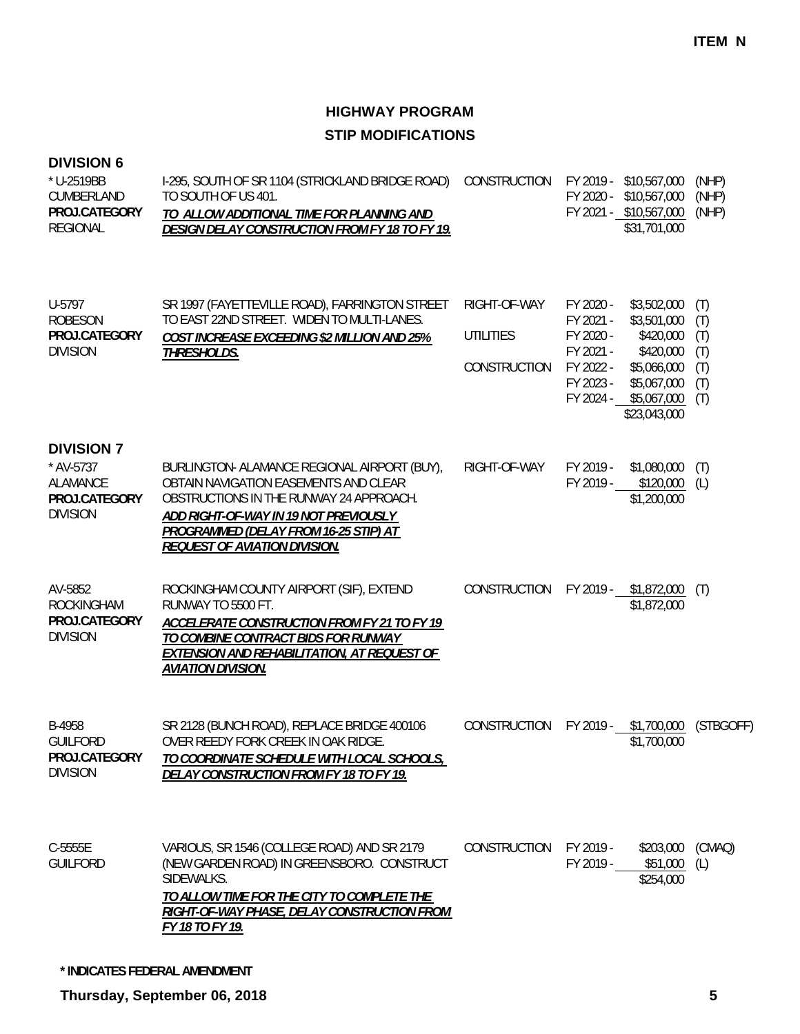**ITEM N**

# HIGHWAY PROGRAM
## STIP MODIFICATIONS

### DIVISION 6

| Project | Description | Phase | Fiscal Year / Amount | Funding |
|---|---|---|---|---|
| * U-2519BB<br>CUMBERLAND<br>**PROJ.CATEGORY**<br>REGIONAL | I-295, SOUTH OF SR 1104 (STRICKLAND BRIDGE ROAD) TO SOUTH OF US 401.<br>***TO ALLOW ADDITIONAL TIME FOR PLANNING AND DESIGN DELAY CONSTRUCTION FROM FY 18 TO FY 19.*** | CONSTRUCTION | FY 2019 - $10,567,000<br>FY 2020 - $10,567,000<br>FY 2021 - $10,567,000<br>$31,701,000 | (NHP)<br>(NHP)<br>(NHP) |
| U-5797<br>ROBESON<br>**PROJ.CATEGORY**<br>DIVISION | SR 1997 (FAYETTEVILLE ROAD), FARRINGTON STREET TO EAST 22ND STREET. WIDEN TO MULTI-LANES.<br>***COST INCREASE EXCEEDING $2 MILLION AND 25% THRESHOLDS.*** | RIGHT-OF-WAY<br><br>UTILITIES<br><br>CONSTRUCTION | FY 2020 - $3,502,000<br>FY 2021 - $3,501,000<br>FY 2020 - $420,000<br>FY 2021 - $420,000<br>FY 2022 - $5,066,000<br>FY 2023 - $5,067,000<br>FY 2024 - $5,067,000<br>$23,043,000 | (T)<br>(T)<br>(T)<br>(T)<br>(T)<br>(T)<br>(T) |

### DIVISION 7

| Project | Description | Phase | Fiscal Year / Amount | Funding |
|---|---|---|---|---|
| * AV-5737<br>ALAMANCE<br>**PROJ.CATEGORY**<br>DIVISION | BURLINGTON- ALAMANCE REGIONAL AIRPORT (BUY), OBTAIN NAVIGATION EASEMENTS AND CLEAR OBSTRUCTIONS IN THE RUNWAY 24 APPROACH.<br>***ADD RIGHT-OF-WAY IN 19 NOT PREVIOUSLY PROGRAMMED (DELAY FROM 16-25 STIP) AT REQUEST OF AVIATION DIVISION.*** | RIGHT-OF-WAY | FY 2019 - $1,080,000<br>FY 2019 - $120,000<br>$1,200,000 | (T)<br>(L) |
| AV-5852<br>ROCKINGHAM<br>**PROJ.CATEGORY**<br>DIVISION | ROCKINGHAM COUNTY AIRPORT (SIF), EXTEND RUNWAY TO 5500 FT.<br>***ACCELERATE CONSTRUCTION FROM FY 21 TO FY 19 TO COMBINE CONTRACT BIDS FOR RUNWAY EXTENSION AND REHABILITATION, AT REQUEST OF AVIATION DIVISION.*** | CONSTRUCTION | FY 2019 - $1,872,000<br>$1,872,000 | (T) |
| B-4958<br>GUILFORD<br>**PROJ.CATEGORY**<br>DIVISION | SR 2128 (BUNCH ROAD), REPLACE BRIDGE 400106 OVER REEDY FORK CREEK IN OAK RIDGE.<br>***TO COORDINATE SCHEDULE WITH LOCAL SCHOOLS, DELAY CONSTRUCTION FROM FY 18 TO FY 19.*** | CONSTRUCTION | FY 2019 - $1,700,000<br>$1,700,000 | (STBGOFF) |
| C-5555E<br>GUILFORD | VARIOUS, SR 1546 (COLLEGE ROAD) AND SR 2179 (NEW GARDEN ROAD) IN GREENSBORO. CONSTRUCT SIDEWALKS.<br>***TO ALLOW TIME FOR THE CITY TO COMPLETE THE RIGHT-OF-WAY PHASE, DELAY CONSTRUCTION FROM FY 18 TO FY 19.*** | CONSTRUCTION | FY 2019 - $203,000<br>FY 2019 - $51,000<br>$254,000 | (CMAQ)<br>(L) |

**\* INDICATES FEDERAL AMENDMENT**

**Thursday, September 06, 2018**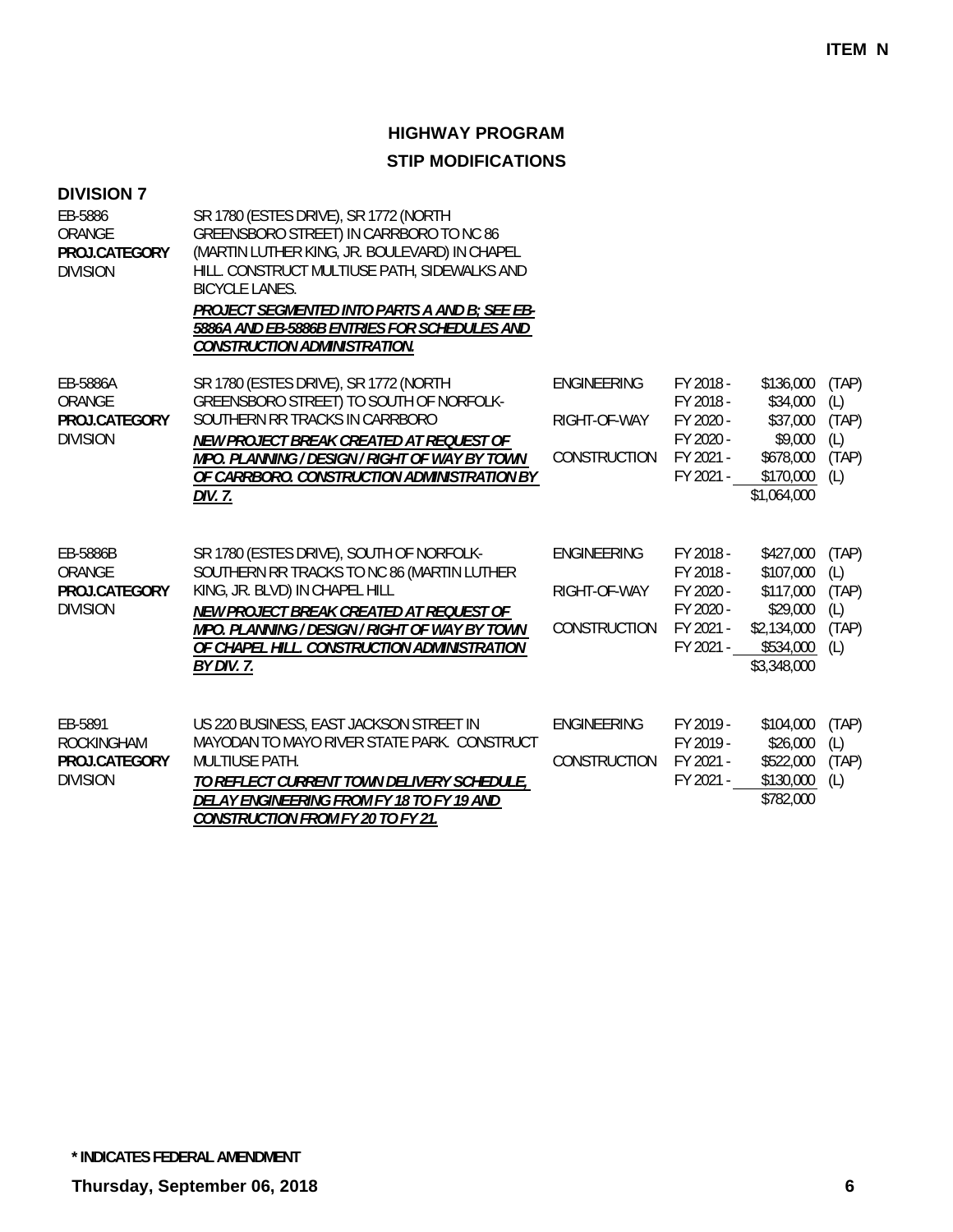ITEM N

# HIGHWAY PROGRAM

## STIP MODIFICATIONS

### DIVISION 7

| Project | Description | Work Type | Year | Cost | Source |
|---|---|---|---|---|---|
| EB-5886<br>ORANGE<br>**PROJ.CATEGORY**<br>DIVISION | SR 1780 (ESTES DRIVE), SR 1772 (NORTH GREENSBORO STREET) IN CARRBORO TO NC 86 (MARTIN LUTHER KING, JR. BOULEVARD) IN CHAPEL HILL. CONSTRUCT MULTIUSE PATH, SIDEWALKS AND BICYCLE LANES.<br>***PROJECT SEGMENTED INTO PARTS A AND B; SEE EB-5886A AND EB-5886B ENTRIES FOR SCHEDULES AND CONSTRUCTION ADMINISTRATION.*** | | | | |
| EB-5886A<br>ORANGE<br>**PROJ.CATEGORY**<br>DIVISION | SR 1780 (ESTES DRIVE), SR 1772 (NORTH GREENSBORO STREET) TO SOUTH OF NORFOLK-SOUTHERN RR TRACKS IN CARRBORO<br>***NEW PROJECT BREAK CREATED AT REQUEST OF MPO. PLANNING / DESIGN / RIGHT OF WAY BY TOWN OF CARRBORO. CONSTRUCTION ADMINISTRATION BY DIV. 7.*** | ENGINEERING | FY 2018 - | $136,000 | (TAP) |
| | | | FY 2018 - | $34,000 | (L) |
| | | RIGHT-OF-WAY | FY 2020 - | $37,000 | (TAP) |
| | | | FY 2020 - | $9,000 | (L) |
| | | CONSTRUCTION | FY 2021 - | $678,000 | (TAP) |
| | | | FY 2021 - | $170,000 | (L) |
| | | | | $1,064,000 | |
| EB-5886B<br>ORANGE<br>**PROJ.CATEGORY**<br>DIVISION | SR 1780 (ESTES DRIVE), SOUTH OF NORFOLK-SOUTHERN RR TRACKS TO NC 86 (MARTIN LUTHER KING, JR. BLVD) IN CHAPEL HILL<br>***NEW PROJECT BREAK CREATED AT REQUEST OF MPO. PLANNING / DESIGN / RIGHT OF WAY BY TOWN OF CHAPEL HILL. CONSTRUCTION ADMINISTRATION BY DIV. 7.*** | ENGINEERING | FY 2018 - | $427,000 | (TAP) |
| | | | FY 2018 - | $107,000 | (L) |
| | | RIGHT-OF-WAY | FY 2020 - | $117,000 | (TAP) |
| | | | FY 2020 - | $29,000 | (L) |
| | | CONSTRUCTION | FY 2021 - | $2,134,000 | (TAP) |
| | | | FY 2021 - | $534,000 | (L) |
| | | | | $3,348,000 | |
| EB-5891<br>ROCKINGHAM<br>**PROJ.CATEGORY**<br>DIVISION | US 220 BUSINESS, EAST JACKSON STREET IN MAYODAN TO MAYO RIVER STATE PARK. CONSTRUCT MULTIUSE PATH.<br>***TO REFLECT CURRENT TOWN DELIVERY SCHEDULE, DELAY ENGINEERING FROM FY 18 TO FY 19 AND CONSTRUCTION FROM FY 20 TO FY 21.*** | ENGINEERING | FY 2019 - | $104,000 | (TAP) |
| | | | FY 2019 - | $26,000 | (L) |
| | | CONSTRUCTION | FY 2021 - | $522,000 | (TAP) |
| | | | FY 2021 - | $130,000 | (L) |
| | | | | $782,000 | |

**\* INDICATES FEDERAL AMENDMENT**

**Thursday, September 06, 2018**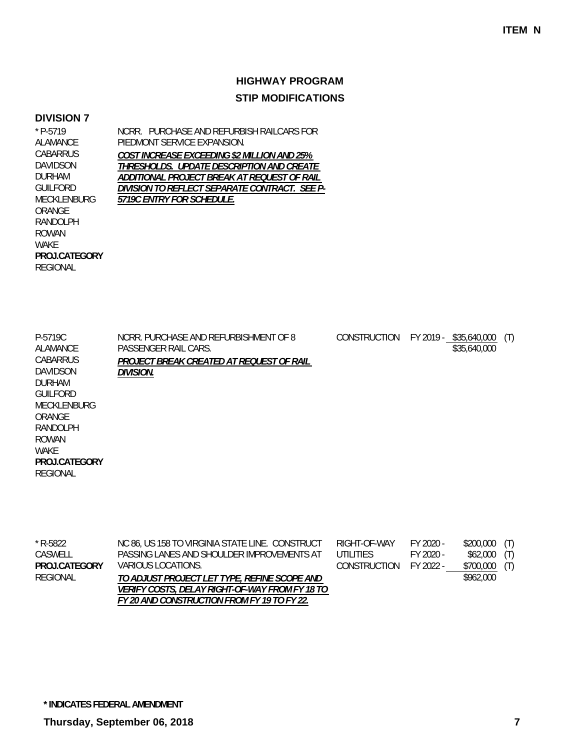**ITEM N**

# HIGHWAY PROGRAM

## STIP MODIFICATIONS

### DIVISION 7

* P-5719
ALAMANCE
CABARRUS
DAVIDSON
DURHAM
GUILFORD
MECKLENBURG
ORANGE
RANDOLPH
ROWAN
WAKE
**PROJ.CATEGORY**
REGIONAL

NCRR. PURCHASE AND REFURBISH RAILCARS FOR PIEDMONT SERVICE EXPANSION.

***COST INCREASE EXCEEDING $2 MILLION AND 25% THRESHOLDS. UPDATE DESCRIPTION AND CREATE ADDITIONAL PROJECT BREAK AT REQUEST OF RAIL DIVISION TO REFLECT SEPARATE CONTRACT. SEE P-5719C ENTRY FOR SCHEDULE.***

---

P-5719C
ALAMANCE
CABARRUS
DAVIDSON
DURHAM
GUILFORD
MECKLENBURG
ORANGE
RANDOLPH
ROWAN
WAKE
**PROJ.CATEGORY**
REGIONAL

NCRR. PURCHASE AND REFURBISHMENT OF 8 PASSENGER RAIL CARS.

***PROJECT BREAK CREATED AT REQUEST OF RAIL DIVISION.***

| Phase | Year | Amount | |
|---|---|---|---|
| CONSTRUCTION | FY 2019 - | $35,640,000 | (T) |
| | | $35,640,000 | |

---

* R-5822
CASWELL
**PROJ.CATEGORY**
REGIONAL

NC 86, US 158 TO VIRGINIA STATE LINE. CONSTRUCT PASSING LANES AND SHOULDER IMPROVEMENTS AT VARIOUS LOCATIONS.

***TO ADJUST PROJECT LET TYPE, REFINE SCOPE AND VERIFY COSTS, DELAY RIGHT-OF-WAY FROM FY 18 TO FY 20 AND CONSTRUCTION FROM FY 19 TO FY 22.***

| Phase | Year | Amount | |
|---|---|---|---|
| RIGHT-OF-WAY | FY 2020 - | $200,000 | (T) |
| UTILITIES | FY 2020 - | $62,000 | (T) |
| CONSTRUCTION | FY 2022 - | $700,000 | (T) |
| | | $962,000 | |

**\* INDICATES FEDERAL AMENDMENT**

**Thursday, September 06, 2018**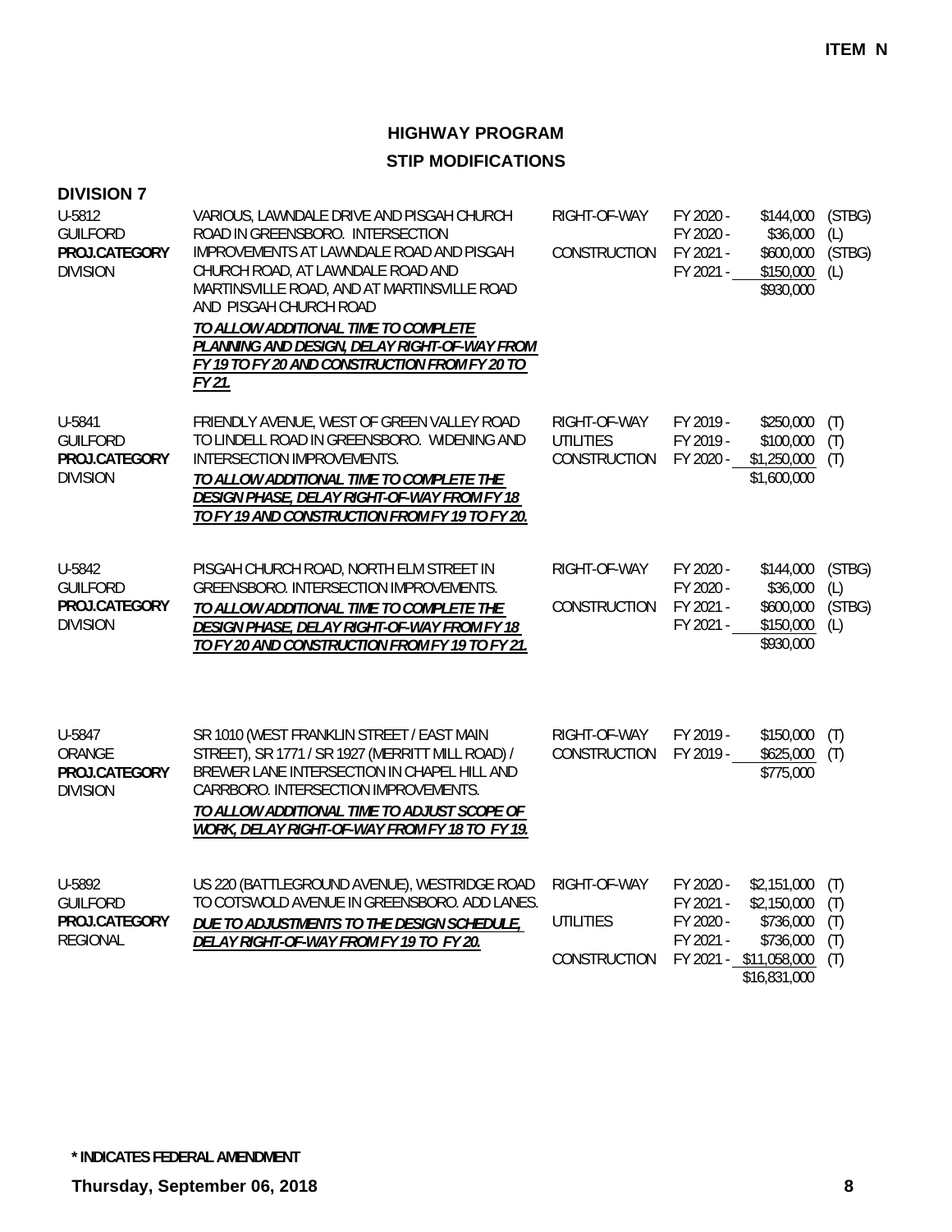**ITEM N**

## HIGHWAY PROGRAM

## STIP MODIFICATIONS

### DIVISION 7

| Project | Description | Phase | Fiscal Year | Amount | Fund |
|---|---|---|---|---|---|
| U-5812<br>GUILFORD<br>**PROJ.CATEGORY**<br>DIVISION | VARIOUS, LAWNDALE DRIVE AND PISGAH CHURCH ROAD IN GREENSBORO. INTERSECTION IMPROVEMENTS AT LAWNDALE ROAD AND PISGAH CHURCH ROAD, AT LAWNDALE ROAD AND MARTINSVILLE ROAD, AND AT MARTINSVILLE ROAD AND PISGAH CHURCH ROAD<br>***TO ALLOW ADDITIONAL TIME TO COMPLETE PLANNING AND DESIGN, DELAY RIGHT-OF-WAY FROM FY 19 TO FY 20 AND CONSTRUCTION FROM FY 20 TO FY 21.*** | RIGHT-OF-WAY | FY 2020 - | $144,000 | (STBG) |
| | | | FY 2020 - | $36,000 | (L) |
| | | CONSTRUCTION | FY 2021 - | $600,000 | (STBG) |
| | | | FY 2021 - | $150,000 | (L) |
| | | | | $930,000 | |
| U-5841<br>GUILFORD<br>**PROJ.CATEGORY**<br>DIVISION | FRIENDLY AVENUE, WEST OF GREEN VALLEY ROAD TO LINDELL ROAD IN GREENSBORO. WIDENING AND INTERSECTION IMPROVEMENTS.<br>***TO ALLOW ADDITIONAL TIME TO COMPLETE THE DESIGN PHASE, DELAY RIGHT-OF-WAY FROM FY 18 TO FY 19 AND CONSTRUCTION FROM FY 19 TO FY 20.*** | RIGHT-OF-WAY | FY 2019 - | $250,000 | (T) |
| | | UTILITIES | FY 2019 - | $100,000 | (T) |
| | | CONSTRUCTION | FY 2020 - | $1,250,000 | (T) |
| | | | | $1,600,000 | |
| U-5842<br>GUILFORD<br>**PROJ.CATEGORY**<br>DIVISION | PISGAH CHURCH ROAD, NORTH ELM STREET IN GREENSBORO. INTERSECTION IMPROVEMENTS.<br>***TO ALLOW ADDITIONAL TIME TO COMPLETE THE DESIGN PHASE, DELAY RIGHT-OF-WAY FROM FY 18 TO FY 20 AND CONSTRUCTION FROM FY 19 TO FY 21.*** | RIGHT-OF-WAY | FY 2020 - | $144,000 | (STBG) |
| | | | FY 2020 - | $36,000 | (L) |
| | | CONSTRUCTION | FY 2021 - | $600,000 | (STBG) |
| | | | FY 2021 - | $150,000 | (L) |
| | | | | $930,000 | |
| U-5847<br>ORANGE<br>**PROJ.CATEGORY**<br>DIVISION | SR 1010 (WEST FRANKLIN STREET / EAST MAIN STREET), SR 1771 / SR 1927 (MERRITT MILL ROAD) / BREWER LANE INTERSECTION IN CHAPEL HILL AND CARRBORO. INTERSECTION IMPROVEMENTS.<br>***TO ALLOW ADDITIONAL TIME TO ADJUST SCOPE OF WORK, DELAY RIGHT-OF-WAY FROM FY 18 TO FY 19.*** | RIGHT-OF-WAY | FY 2019 - | $150,000 | (T) |
| | | CONSTRUCTION | FY 2019 - | $625,000 | (T) |
| | | | | $775,000 | |
| U-5892<br>GUILFORD<br>**PROJ.CATEGORY**<br>REGIONAL | US 220 (BATTLEGROUND AVENUE), WESTRIDGE ROAD TO COTSWOLD AVENUE IN GREENSBORO. ADD LANES.<br>***DUE TO ADJUSTMENTS TO THE DESIGN SCHEDULE, DELAY RIGHT-OF-WAY FROM FY 19 TO FY 20.*** | RIGHT-OF-WAY | FY 2020 - | $2,151,000 | (T) |
| | | | FY 2021 - | $2,150,000 | (T) |
| | | UTILITIES | FY 2020 - | $736,000 | (T) |
| | | | FY 2021 - | $736,000 | (T) |
| | | CONSTRUCTION | FY 2021 - | $11,058,000 | (T) |
| | | | | $16,831,000 | |

**\* INDICATES FEDERAL AMENDMENT**

**Thursday, September 06, 2018**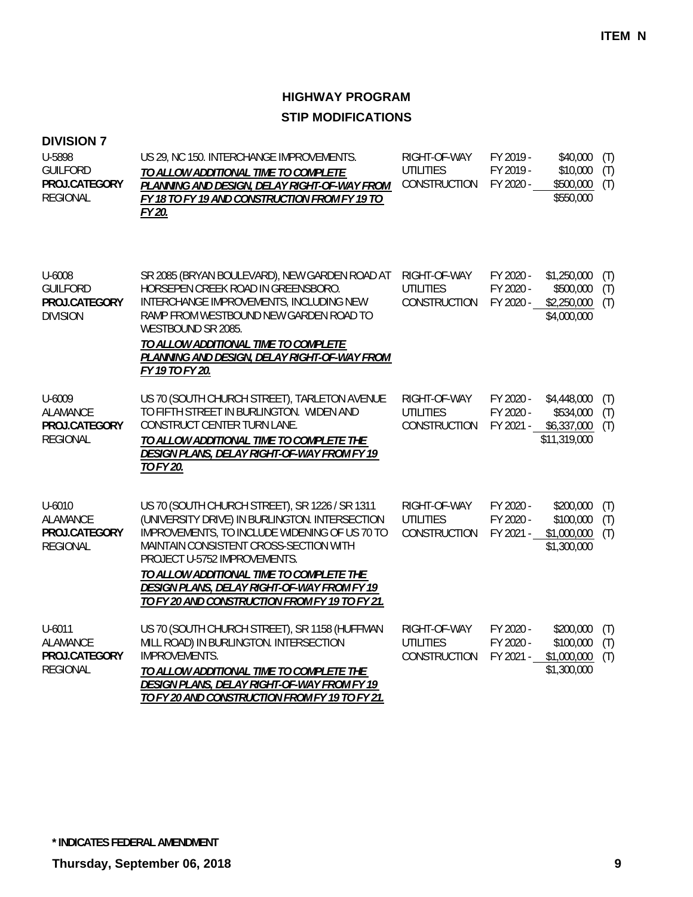**ITEM N**

## HIGHWAY PROGRAM

## STIP MODIFICATIONS

### DIVISION 7

| Project | Description | Phase | Year | Amount | |
|---|---|---|---|---|---|
| U-5898<br>GUILFORD<br>**PROJ.CATEGORY**<br>REGIONAL | US 29, NC 150. INTERCHANGE IMPROVEMENTS.<br>***TO ALLOW ADDITIONAL TIME TO COMPLETE PLANNING AND DESIGN, DELAY RIGHT-OF-WAY FROM FY 18 TO FY 19 AND CONSTRUCTION FROM FY 19 TO FY 20.*** | RIGHT-OF-WAY<br>UTILITIES<br>CONSTRUCTION | FY 2019 -<br>FY 2019 -<br>FY 2020 - | \$40,000<br>\$10,000<br>\$500,000<br>\$550,000 | (T)<br>(T)<br>(T) |
| U-6008<br>GUILFORD<br>**PROJ.CATEGORY**<br>DIVISION | SR 2085 (BRYAN BOULEVARD), NEW GARDEN ROAD AT HORSEPEN CREEK ROAD IN GREENSBORO. INTERCHANGE IMPROVEMENTS, INCLUDING NEW RAMP FROM WESTBOUND NEW GARDEN ROAD TO WESTBOUND SR 2085.<br>***TO ALLOW ADDITIONAL TIME TO COMPLETE PLANNING AND DESIGN, DELAY RIGHT-OF-WAY FROM FY 19 TO FY 20.*** | RIGHT-OF-WAY<br>UTILITIES<br>CONSTRUCTION | FY 2020 -<br>FY 2020 -<br>FY 2020 - | \$1,250,000<br>\$500,000<br>\$2,250,000<br>\$4,000,000 | (T)<br>(T)<br>(T) |
| U-6009<br>ALAMANCE<br>**PROJ.CATEGORY**<br>REGIONAL | US 70 (SOUTH CHURCH STREET), TARLETON AVENUE TO FIFTH STREET IN BURLINGTON. WIDEN AND CONSTRUCT CENTER TURN LANE.<br>***TO ALLOW ADDITIONAL TIME TO COMPLETE THE DESIGN PLANS, DELAY RIGHT-OF-WAY FROM FY 19 TO FY 20.*** | RIGHT-OF-WAY<br>UTILITIES<br>CONSTRUCTION | FY 2020 -<br>FY 2020 -<br>FY 2021 - | \$4,448,000<br>\$534,000<br>\$6,337,000<br>\$11,319,000 | (T)<br>(T)<br>(T) |
| U-6010<br>ALAMANCE<br>**PROJ.CATEGORY**<br>REGIONAL | US 70 (SOUTH CHURCH STREET), SR 1226 / SR 1311 (UNIVERSITY DRIVE) IN BURLINGTON. INTERSECTION IMPROVEMENTS, TO INCLUDE WIDENING OF US 70 TO MAINTAIN CONSISTENT CROSS-SECTION WITH PROJECT U-5752 IMPROVEMENTS.<br>***TO ALLOW ADDITIONAL TIME TO COMPLETE THE DESIGN PLANS, DELAY RIGHT-OF-WAY FROM FY 19 TO FY 20 AND CONSTRUCTION FROM FY 19 TO FY 21.*** | RIGHT-OF-WAY<br>UTILITIES<br>CONSTRUCTION | FY 2020 -<br>FY 2020 -<br>FY 2021 - | \$200,000<br>\$100,000<br>\$1,000,000<br>\$1,300,000 | (T)<br>(T)<br>(T) |
| U-6011<br>ALAMANCE<br>**PROJ.CATEGORY**<br>REGIONAL | US 70 (SOUTH CHURCH STREET), SR 1158 (HUFFMAN MILL ROAD) IN BURLINGTON. INTERSECTION IMPROVEMENTS.<br>***TO ALLOW ADDITIONAL TIME TO COMPLETE THE DESIGN PLANS, DELAY RIGHT-OF-WAY FROM FY 19 TO FY 20 AND CONSTRUCTION FROM FY 19 TO FY 21.*** | RIGHT-OF-WAY<br>UTILITIES<br>CONSTRUCTION | FY 2020 -<br>FY 2020 -<br>FY 2021 - | \$200,000<br>\$100,000<br>\$1,000,000<br>\$1,300,000 | (T)<br>(T)<br>(T) |

**\* INDICATES FEDERAL AMENDMENT**

**Thursday, September 06, 2018**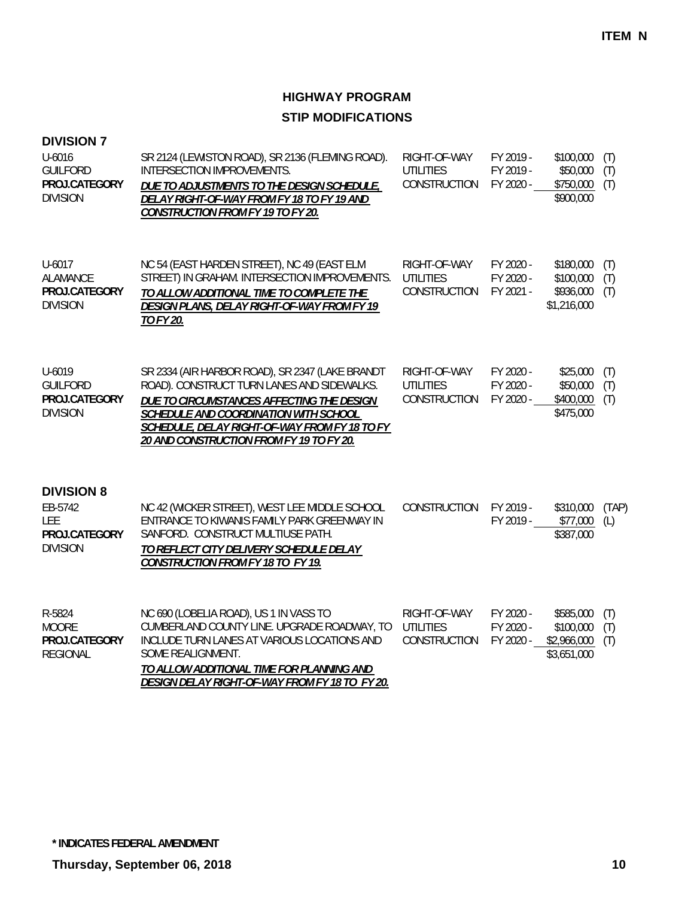ITEM N

# HIGHWAY PROGRAM

## STIP MODIFICATIONS

### DIVISION 7

| | | | | | |
|---|---|---|---|---|---|
| U-6016<br>GUILFORD<br>**PROJ.CATEGORY**<br>DIVISION | SR 2124 (LEWISTON ROAD), SR 2136 (FLEMING ROAD). INTERSECTION IMPROVEMENTS.<br>***DUE TO ADJUSTMENTS TO THE DESIGN SCHEDULE, DELAY RIGHT-OF-WAY FROM FY 18 TO FY 19 AND CONSTRUCTION FROM FY 19 TO FY 20.*** | RIGHT-OF-WAY<br>UTILITIES<br>CONSTRUCTION | FY 2019 -<br>FY 2019 -<br>FY 2020 - | \$100,000<br>\$50,000<br>\$750,000<br>\$900,000 | (T)<br>(T)<br>(T) |
| U-6017<br>ALAMANCE<br>**PROJ.CATEGORY**<br>DIVISION | NC 54 (EAST HARDEN STREET), NC 49 (EAST ELM STREET) IN GRAHAM. INTERSECTION IMPROVEMENTS.<br>***TO ALLOW ADDITIONAL TIME TO COMPLETE THE DESIGN PLANS, DELAY RIGHT-OF-WAY FROM FY 19 TO FY 20.*** | RIGHT-OF-WAY<br>UTILITIES<br>CONSTRUCTION | FY 2020 -<br>FY 2020 -<br>FY 2021 - | \$180,000<br>\$100,000<br>\$936,000<br>\$1,216,000 | (T)<br>(T)<br>(T) |
| U-6019<br>GUILFORD<br>**PROJ.CATEGORY**<br>DIVISION | SR 2334 (AIR HARBOR ROAD), SR 2347 (LAKE BRANDT ROAD). CONSTRUCT TURN LANES AND SIDEWALKS.<br>***DUE TO CIRCUMSTANCES AFFECTING THE DESIGN SCHEDULE AND COORDINATION WITH SCHOOL SCHEDULE, DELAY RIGHT-OF-WAY FROM FY 18 TO FY 20 AND CONSTRUCTION FROM FY 19 TO FY 20.*** | RIGHT-OF-WAY<br>UTILITIES<br>CONSTRUCTION | FY 2020 -<br>FY 2020 -<br>FY 2020 - | \$25,000<br>\$50,000<br>\$400,000<br>\$475,000 | (T)<br>(T)<br>(T) |

### DIVISION 8

| | | | | | |
|---|---|---|---|---|---|
| EB-5742<br>LEE<br>**PROJ.CATEGORY**<br>DIVISION | NC 42 (WICKER STREET), WEST LEE MIDDLE SCHOOL ENTRANCE TO KIWANIS FAMILY PARK GREENWAY IN SANFORD. CONSTRUCT MULTIUSE PATH.<br>***TO REFLECT CITY DELIVERY SCHEDULE DELAY CONSTRUCTION FROM FY 18 TO FY 19.*** | CONSTRUCTION | FY 2019 -<br>FY 2019 - | \$310,000<br>\$77,000<br>\$387,000 | (TAP)<br>(L) |
| R-5824<br>MOORE<br>**PROJ.CATEGORY**<br>REGIONAL | NC 690 (LOBELIA ROAD), US 1 IN VASS TO CUMBERLAND COUNTY LINE. UPGRADE ROADWAY, TO INCLUDE TURN LANES AT VARIOUS LOCATIONS AND SOME REALIGNMENT.<br>***TO ALLOW ADDITIONAL TIME FOR PLANNING AND DESIGN DELAY RIGHT-OF-WAY FROM FY 18 TO FY 20.*** | RIGHT-OF-WAY<br>UTILITIES<br>CONSTRUCTION | FY 2020 -<br>FY 2020 -<br>FY 2020 - | \$585,000<br>\$100,000<br>\$2,966,000<br>\$3,651,000 | (T)<br>(T)<br>(T) |

**\* INDICATES FEDERAL AMENDMENT**

**Thursday, September 06, 2018**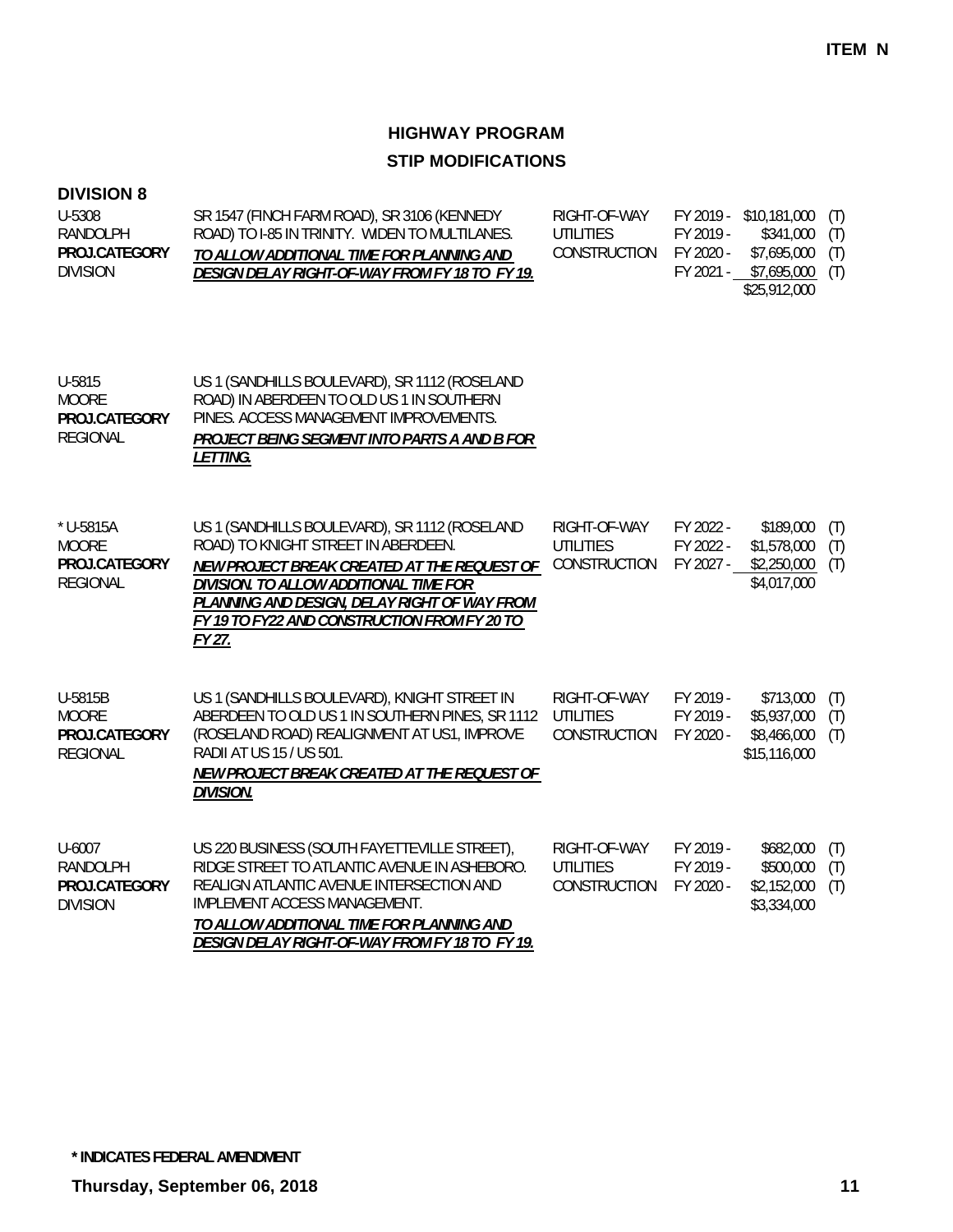ITEM N

# HIGHWAY PROGRAM
## STIP MODIFICATIONS

### DIVISION 8

| Project | Description | Phase | Year | Amount | |
|---|---|---|---|---|---|
| U-5308<br>RANDOLPH<br>**PROJ.CATEGORY**<br>DIVISION | SR 1547 (FINCH FARM ROAD), SR 3106 (KENNEDY ROAD) TO I-85 IN TRINITY. WIDEN TO MULTILANES.<br>***TO ALLOW ADDITIONAL TIME FOR PLANNING AND DESIGN DELAY RIGHT-OF-WAY FROM FY 18 TO FY 19.*** | RIGHT-OF-WAY<br>UTILITIES<br>CONSTRUCTION | FY 2019 -<br>FY 2019 -<br>FY 2020 -<br>FY 2021 - | \$10,181,000<br>\$341,000<br>\$7,695,000<br>\$7,695,000<br>\$25,912,000 | (T)<br>(T)<br>(T)<br>(T) |
| U-5815<br>MOORE<br>**PROJ.CATEGORY**<br>REGIONAL | US 1 (SANDHILLS BOULEVARD), SR 1112 (ROSELAND ROAD) IN ABERDEEN TO OLD US 1 IN SOUTHERN PINES. ACCESS MANAGEMENT IMPROVEMENTS.<br>***PROJECT BEING SEGMENT INTO PARTS A AND B FOR LETTING.*** | | | | |
| * U-5815A<br>MOORE<br>**PROJ.CATEGORY**<br>REGIONAL | US 1 (SANDHILLS BOULEVARD), SR 1112 (ROSELAND ROAD) TO KNIGHT STREET IN ABERDEEN.<br>***NEW PROJECT BREAK CREATED AT THE REQUEST OF DIVISION. TO ALLOW ADDITIONAL TIME FOR PLANNING AND DESIGN, DELAY RIGHT OF WAY FROM FY 19 TO FY22 AND CONSTRUCTION FROM FY 20 TO FY 27.*** | RIGHT-OF-WAY<br>UTILITIES<br>CONSTRUCTION | FY 2022 -<br>FY 2022 -<br>FY 2027 - | \$189,000<br>\$1,578,000<br>\$2,250,000<br>\$4,017,000 | (T)<br>(T)<br>(T) |
| U-5815B<br>MOORE<br>**PROJ.CATEGORY**<br>REGIONAL | US 1 (SANDHILLS BOULEVARD), KNIGHT STREET IN ABERDEEN TO OLD US 1 IN SOUTHERN PINES, SR 1112 (ROSELAND ROAD) REALIGNMENT AT US1, IMPROVE RADII AT US 15 / US 501.<br>***NEW PROJECT BREAK CREATED AT THE REQUEST OF DIVISION.*** | RIGHT-OF-WAY<br>UTILITIES<br>CONSTRUCTION | FY 2019 -<br>FY 2019 -<br>FY 2020 - | \$713,000<br>\$5,937,000<br>\$8,466,000<br>\$15,116,000 | (T)<br>(T)<br>(T) |
| U-6007<br>RANDOLPH<br>**PROJ.CATEGORY**<br>DIVISION | US 220 BUSINESS (SOUTH FAYETTEVILLE STREET), RIDGE STREET TO ATLANTIC AVENUE IN ASHEBORO. REALIGN ATLANTIC AVENUE INTERSECTION AND IMPLEMENT ACCESS MANAGEMENT.<br>***TO ALLOW ADDITIONAL TIME FOR PLANNING AND DESIGN DELAY RIGHT-OF-WAY FROM FY 18 TO FY 19.*** | RIGHT-OF-WAY<br>UTILITIES<br>CONSTRUCTION | FY 2019 -<br>FY 2019 -<br>FY 2020 - | \$682,000<br>\$500,000<br>\$2,152,000<br>\$3,334,000 | (T)<br>(T)<br>(T) |

**\* INDICATES FEDERAL AMENDMENT**

**Thursday, September 06, 2018**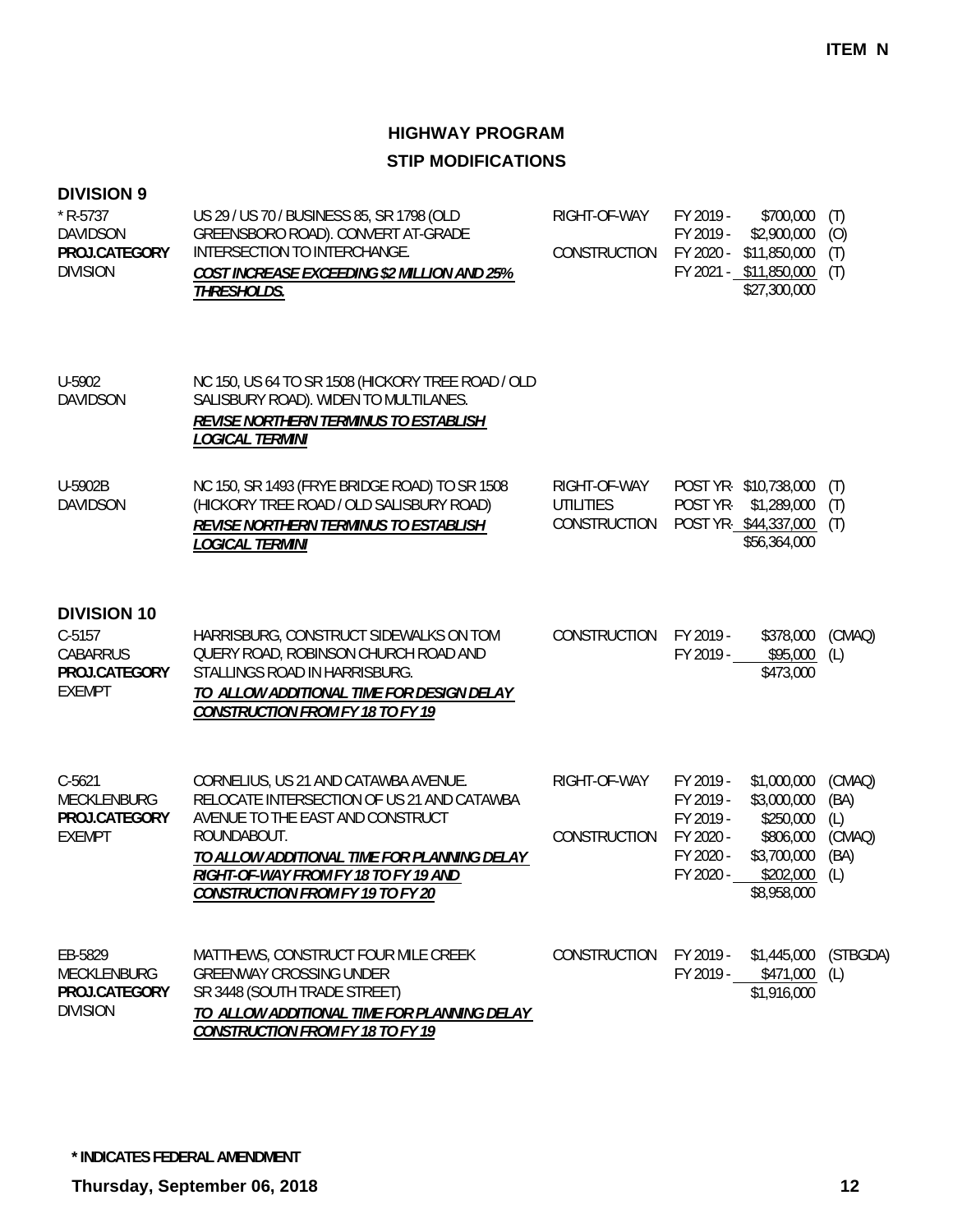**ITEM N**

## HIGHWAY PROGRAM

## STIP MODIFICATIONS

### DIVISION 9

| Project | Description | Phase | Year | Amount | Fund |
|---|---|---|---|---|---|
| * R-5737<br>DAVIDSON<br>**PROJ.CATEGORY**<br>DIVISION | US 29 / US 70 / BUSINESS 85, SR 1798 (OLD GREENSBORO ROAD). CONVERT AT-GRADE INTERSECTION TO INTERCHANGE.<br>***COST INCREASE EXCEEDING $2 MILLION AND 25% THRESHOLDS.*** | RIGHT-OF-WAY | FY 2019 - | $700,000 | (T) |
| | | | FY 2019 - | $2,900,000 | (O) |
| | | CONSTRUCTION | FY 2020 - | $11,850,000 | (T) |
| | | | FY 2021 - | $11,850,000 | (T) |
| | | | | $27,300,000 | |
| U-5902<br>DAVIDSON | NC 150, US 64 TO SR 1508 (HICKORY TREE ROAD / OLD SALISBURY ROAD). WIDEN TO MULTILANES.<br>***REVISE NORTHERN TERMINUS TO ESTABLISH LOGICAL TERMINI*** | | | | |
| U-5902B<br>DAVIDSON | NC 150, SR 1493 (FRYE BRIDGE ROAD) TO SR 1508 (HICKORY TREE ROAD / OLD SALISBURY ROAD)<br>***REVISE NORTHERN TERMINUS TO ESTABLISH LOGICAL TERMINI*** | RIGHT-OF-WAY | POST YR- | $10,738,000 | (T) |
| | | UTILITIES | POST YR- | $1,289,000 | (T) |
| | | CONSTRUCTION | POST YR- | $44,337,000 | (T) |
| | | | | $56,364,000 | |

### DIVISION 10

| Project | Description | Phase | Year | Amount | Fund |
|---|---|---|---|---|---|
| C-5157<br>CABARRUS<br>**PROJ.CATEGORY**<br>EXEMPT | HARRISBURG, CONSTRUCT SIDEWALKS ON TOM QUERY ROAD, ROBINSON CHURCH ROAD AND STALLINGS ROAD IN HARRISBURG.<br>***TO ALLOW ADDITIONAL TIME FOR DESIGN DELAY CONSTRUCTION FROM FY 18 TO FY 19*** | CONSTRUCTION | FY 2019 - | $378,000 | (CMAQ) |
| | | | FY 2019 - | $95,000 | (L) |
| | | | | $473,000 | |
| C-5621<br>MECKLENBURG<br>**PROJ.CATEGORY**<br>EXEMPT | CORNELIUS, US 21 AND CATAWBA AVENUE. RELOCATE INTERSECTION OF US 21 AND CATAWBA AVENUE TO THE EAST AND CONSTRUCT ROUNDABOUT.<br>***TO ALLOW ADDITIONAL TIME FOR PLANNING DELAY RIGHT-OF-WAY FROM FY 18 TO FY 19 AND CONSTRUCTION FROM FY 19 TO FY 20*** | RIGHT-OF-WAY | FY 2019 - | $1,000,000 | (CMAQ) |
| | | | FY 2019 - | $3,000,000 | (BA) |
| | | | FY 2019 - | $250,000 | (L) |
| | | CONSTRUCTION | FY 2020 - | $806,000 | (CMAQ) |
| | | | FY 2020 - | $3,700,000 | (BA) |
| | | | FY 2020 - | $202,000 | (L) |
| | | | | $8,958,000 | |
| EB-5829<br>MECKLENBURG<br>**PROJ.CATEGORY**<br>DIVISION | MATTHEWS, CONSTRUCT FOUR MILE CREEK GREENWAY CROSSING UNDER SR 3448 (SOUTH TRADE STREET)<br>***TO ALLOW ADDITIONAL TIME FOR PLANNING DELAY CONSTRUCTION FROM FY 18 TO FY 19*** | CONSTRUCTION | FY 2019 - | $1,445,000 | (STBGDA) |
| | | | FY 2019 - | $471,000 | (L) |
| | | | | $1,916,000 | |

**\* INDICATES FEDERAL AMENDMENT**

**Thursday, September 06, 2018**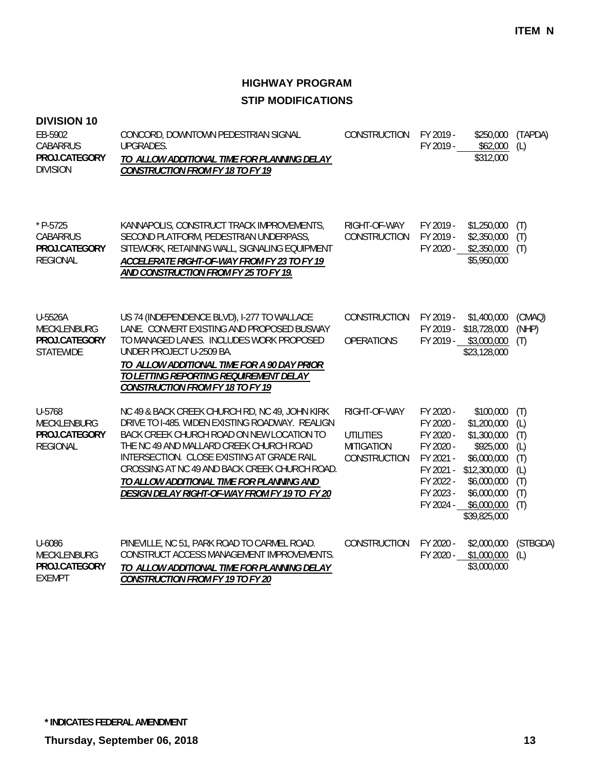**ITEM N**

# HIGHWAY PROGRAM

## STIP MODIFICATIONS

### DIVISION 10

| Project | Description | Work Type | Fiscal Year | Amount | Fund |
|---|---|---|---|---|---|
| EB-5902<br>CABARRUS<br>**PROJ.CATEGORY**<br>DIVISION | CONCORD, DOWNTOWN PEDESTRIAN SIGNAL UPGRADES.<br>***TO ALLOW ADDITIONAL TIME FOR PLANNING DELAY CONSTRUCTION FROM FY 18 TO FY 19*** | CONSTRUCTION | FY 2019 - | $250,000 | (TAPDA) |
| | | | FY 2019 - | $62,000 | (L) |
| | | | | $312,000 | |
| * P-5725<br>CABARRUS<br>**PROJ.CATEGORY**<br>REGIONAL | KANNAPOLIS, CONSTRUCT TRACK IMPROVEMENTS, SECOND PLATFORM, PEDESTRIAN UNDERPASS, SITEWORK, RETAINING WALL, SIGNALING EQUIPMENT<br>***ACCELERATE RIGHT-OF-WAY FROM FY 23 TO FY 19 AND CONSTRUCTION FROM FY 25 TO FY 19.*** | RIGHT-OF-WAY | FY 2019 - | $1,250,000 | (T) |
| | | CONSTRUCTION | FY 2019 - | $2,350,000 | (T) |
| | | | FY 2020 - | $2,350,000 | (T) |
| | | | | $5,950,000 | |
| U-5526A<br>MECKLENBURG<br>**PROJ.CATEGORY**<br>STATEWIDE | US 74 (INDEPENDENCE BLVD), I-277 TO WALLACE LANE. CONVERT EXISTING AND PROPOSED BUSWAY TO MANAGED LANES. INCLUDES WORK PROPOSED UNDER PROJECT U-2509 BA.<br>***TO ALLOW ADDITIONAL TIME FOR A 90 DAY PRIOR TO LETTING REPORTING REQUIREMENT DELAY CONSTRUCTION FROM FY 18 TO FY 19*** | CONSTRUCTION | FY 2019 - | $1,400,000 | (CMAQ) |
| | | | FY 2019 - | $18,728,000 | (NHP) |
| | | OPERATIONS | FY 2019 - | $3,000,000 | (T) |
| | | | | $23,128,000 | |
| U-5768<br>MECKLENBURG<br>**PROJ.CATEGORY**<br>REGIONAL | NC 49 & BACK CREEK CHURCH RD, NC 49, JOHN KIRK DRIVE TO I-485. WIDEN EXISTING ROADWAY. REALIGN BACK CREEK CHURCH ROAD ON NEW LOCATION TO THE NC 49 AND MALLARD CREEK CHURCH ROAD INTERSECTION. CLOSE EXISTING AT GRADE RAIL CROSSING AT NC 49 AND BACK CREEK CHURCH ROAD.<br>***TO ALLOW ADDITIONAL TIME FOR PLANNING AND DESIGN DELAY RIGHT-OF-WAY FROM FY 19 TO FY 20*** | RIGHT-OF-WAY | FY 2020 - | $100,000 | (T) |
| | | | FY 2020 - | $1,200,000 | (L) |
| | | UTILITIES | FY 2020 - | $1,300,000 | (T) |
| | | MITIGATION | FY 2020 - | $925,000 | (L) |
| | | CONSTRUCTION | FY 2021 - | $6,000,000 | (T) |
| | | | FY 2021 - | $12,300,000 | (L) |
| | | | FY 2022 - | $6,000,000 | (T) |
| | | | FY 2023 - | $6,000,000 | (T) |
| | | | FY 2024 - | $6,000,000 | (T) |
| | | | | $39,825,000 | |
| U-6086<br>MECKLENBURG<br>**PROJ.CATEGORY**<br>EXEMPT | PINEVILLE, NC 51, PARK ROAD TO CARMEL ROAD. CONSTRUCT ACCESS MANAGEMENT IMPROVEMENTS.<br>***TO ALLOW ADDITIONAL TIME FOR PLANNING DELAY CONSTRUCTION FROM FY 19 TO FY 20*** | CONSTRUCTION | FY 2020 - | $2,000,000 | (STBGDA) |
| | | | FY 2020 - | $1,000,000 | (L) |
| | | | | $3,000,000 | |

**\* INDICATES FEDERAL AMENDMENT**

**Thursday, September 06, 2018**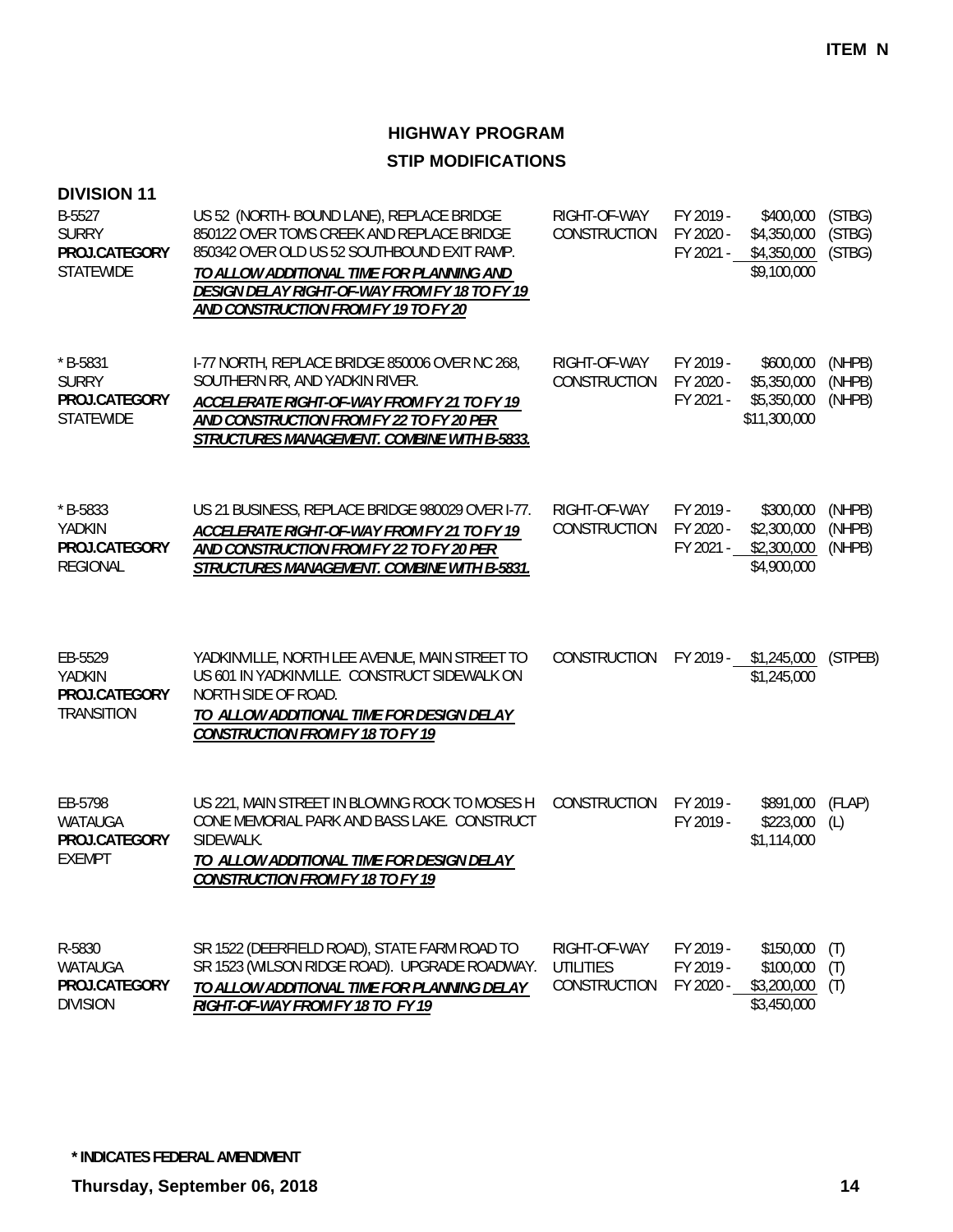**ITEM N**

## HIGHWAY PROGRAM
## STIP MODIFICATIONS

### DIVISION 11

| Project | Description | Work Type | Fiscal Year | Amount | Funding |
|---|---|---|---|---|---|
| B-5527<br>SURRY<br>**PROJ.CATEGORY**<br>STATEWIDE | US 52 (NORTH- BOUND LANE), REPLACE BRIDGE 850122 OVER TOMS CREEK AND REPLACE BRIDGE 850342 OVER OLD US 52 SOUTHBOUND EXIT RAMP.<br>***TO ALLOW ADDITIONAL TIME FOR PLANNING AND DESIGN DELAY RIGHT-OF-WAY FROM FY 18 TO FY 19 AND CONSTRUCTION FROM FY 19 TO FY 20*** | RIGHT-OF-WAY<br>CONSTRUCTION | FY 2019 -<br>FY 2020 -<br>FY 2021 - | \$400,000<br>\$4,350,000<br>\$4,350,000<br>\$9,100,000 | (STBG)<br>(STBG)<br>(STBG) |
| * B-5831<br>SURRY<br>**PROJ.CATEGORY**<br>STATEWIDE | I-77 NORTH, REPLACE BRIDGE 850006 OVER NC 268, SOUTHERN RR, AND YADKIN RIVER.<br>***ACCELERATE RIGHT-OF-WAY FROM FY 21 TO FY 19 AND CONSTRUCTION FROM FY 22 TO FY 20 PER STRUCTURES MANAGEMENT. COMBINE WITH B-5833.*** | RIGHT-OF-WAY<br>CONSTRUCTION | FY 2019 -<br>FY 2020 -<br>FY 2021 - | \$600,000<br>\$5,350,000<br>\$5,350,000<br>\$11,300,000 | (NHPB)<br>(NHPB)<br>(NHPB) |
| * B-5833<br>YADKIN<br>**PROJ.CATEGORY**<br>REGIONAL | US 21 BUSINESS, REPLACE BRIDGE 980029 OVER I-77.<br>***ACCELERATE RIGHT-OF-WAY FROM FY 21 TO FY 19 AND CONSTRUCTION FROM FY 22 TO FY 20 PER STRUCTURES MANAGEMENT. COMBINE WITH B-5831.*** | RIGHT-OF-WAY<br>CONSTRUCTION | FY 2019 -<br>FY 2020 -<br>FY 2021 - | \$300,000<br>\$2,300,000<br>\$2,300,000<br>\$4,900,000 | (NHPB)<br>(NHPB)<br>(NHPB) |
| EB-5529<br>YADKIN<br>**PROJ.CATEGORY**<br>TRANSITION | YADKINVILLE, NORTH LEE AVENUE, MAIN STREET TO US 601 IN YADKINVILLE. CONSTRUCT SIDEWALK ON NORTH SIDE OF ROAD.<br>***TO ALLOW ADDITIONAL TIME FOR DESIGN DELAY CONSTRUCTION FROM FY 18 TO FY 19*** | CONSTRUCTION | FY 2019 - | \$1,245,000<br>\$1,245,000 | (STPEB) |
| EB-5798<br>WATAUGA<br>**PROJ.CATEGORY**<br>EXEMPT | US 221, MAIN STREET IN BLOWING ROCK TO MOSES H CONE MEMORIAL PARK AND BASS LAKE. CONSTRUCT SIDEWALK.<br>***TO ALLOW ADDITIONAL TIME FOR DESIGN DELAY CONSTRUCTION FROM FY 18 TO FY 19*** | CONSTRUCTION | FY 2019 -<br>FY 2019 - | \$891,000<br>\$223,000<br>\$1,114,000 | (FLAP)<br>(L) |
| R-5830<br>WATAUGA<br>**PROJ.CATEGORY**<br>DIVISION | SR 1522 (DEERFIELD ROAD), STATE FARM ROAD TO SR 1523 (WILSON RIDGE ROAD). UPGRADE ROADWAY.<br>***TO ALLOW ADDITIONAL TIME FOR PLANNING DELAY RIGHT-OF-WAY FROM FY 18 TO FY 19*** | RIGHT-OF-WAY<br>UTILITIES<br>CONSTRUCTION | FY 2019 -<br>FY 2019 -<br>FY 2020 - | \$150,000<br>\$100,000<br>\$3,200,000<br>\$3,450,000 | (T)<br>(T)<br>(T) |

**\* INDICATES FEDERAL AMENDMENT**

**Thursday, September 06, 2018**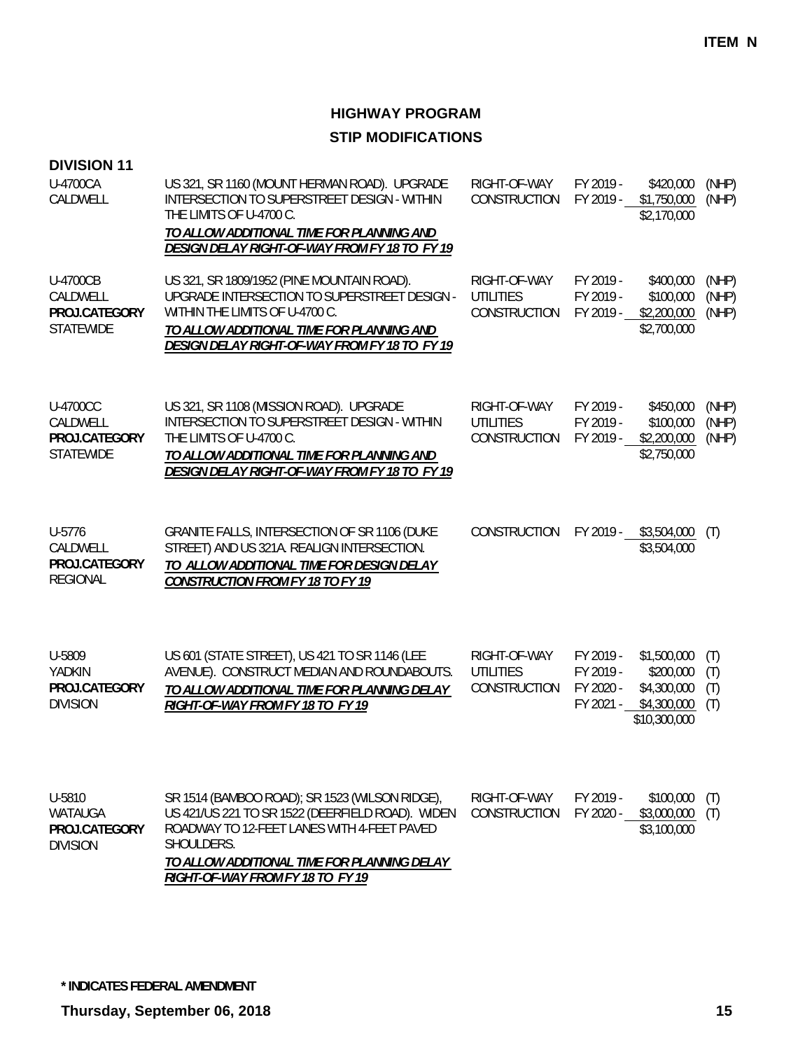**ITEM N**

## HIGHWAY PROGRAM

## STIP MODIFICATIONS

### DIVISION 11

| Project | Description | Phase | Fiscal Year | Amount | Fund |
|---|---|---|---|---|---|
| U-4700CA<br>CALDWELL | US 321, SR 1160 (MOUNT HERMAN ROAD). UPGRADE INTERSECTION TO SUPERSTREET DESIGN - WITHIN THE LIMITS OF U-4700 C.<br>***TO ALLOW ADDITIONAL TIME FOR PLANNING AND DESIGN DELAY RIGHT-OF-WAY FROM FY 18 TO FY 19*** | RIGHT-OF-WAY<br>CONSTRUCTION | FY 2019 -<br>FY 2019 - | $420,000<br>$1,750,000<br>$2,170,000 | (NHP)<br>(NHP) |
| U-4700CB<br>CALDWELL<br>**PROJ.CATEGORY**<br>STATEWIDE | US 321, SR 1809/1952 (PINE MOUNTAIN ROAD). UPGRADE INTERSECTION TO SUPERSTREET DESIGN - WITHIN THE LIMITS OF U-4700 C.<br>***TO ALLOW ADDITIONAL TIME FOR PLANNING AND DESIGN DELAY RIGHT-OF-WAY FROM FY 18 TO FY 19*** | RIGHT-OF-WAY<br>UTILITIES<br>CONSTRUCTION | FY 2019 -<br>FY 2019 -<br>FY 2019 - | $400,000<br>$100,000<br>$2,200,000<br>$2,700,000 | (NHP)<br>(NHP)<br>(NHP) |
| U-4700CC<br>CALDWELL<br>**PROJ.CATEGORY**<br>STATEWIDE | US 321, SR 1108 (MISSION ROAD). UPGRADE INTERSECTION TO SUPERSTREET DESIGN - WITHIN THE LIMITS OF U-4700 C.<br>***TO ALLOW ADDITIONAL TIME FOR PLANNING AND DESIGN DELAY RIGHT-OF-WAY FROM FY 18 TO FY 19*** | RIGHT-OF-WAY<br>UTILITIES<br>CONSTRUCTION | FY 2019 -<br>FY 2019 -<br>FY 2019 - | $450,000<br>$100,000<br>$2,200,000<br>$2,750,000 | (NHP)<br>(NHP)<br>(NHP) |
| U-5776<br>CALDWELL<br>**PROJ.CATEGORY**<br>REGIONAL | GRANITE FALLS, INTERSECTION OF SR 1106 (DUKE STREET) AND US 321A. REALIGN INTERSECTION.<br>***TO ALLOW ADDITIONAL TIME FOR DESIGN DELAY CONSTRUCTION FROM FY 18 TO FY 19*** | CONSTRUCTION | FY 2019 - | $3,504,000<br>$3,504,000 | (T) |
| U-5809<br>YADKIN<br>**PROJ.CATEGORY**<br>DIVISION | US 601 (STATE STREET), US 421 TO SR 1146 (LEE AVENUE). CONSTRUCT MEDIAN AND ROUNDABOUTS.<br>***TO ALLOW ADDITIONAL TIME FOR PLANNING DELAY RIGHT-OF-WAY FROM FY 18 TO FY 19*** | RIGHT-OF-WAY<br>UTILITIES<br>CONSTRUCTION | FY 2019 -<br>FY 2019 -<br>FY 2020 -<br>FY 2021 - | $1,500,000<br>$200,000<br>$4,300,000<br>$4,300,000<br>$10,300,000 | (T)<br>(T)<br>(T)<br>(T) |
| U-5810<br>WATAUGA<br>**PROJ.CATEGORY**<br>DIVISION | SR 1514 (BAMBOO ROAD); SR 1523 (WILSON RIDGE), US 421/US 221 TO SR 1522 (DEERFIELD ROAD). WIDEN ROADWAY TO 12-FEET LANES WITH 4-FEET PAVED SHOULDERS.<br>***TO ALLOW ADDITIONAL TIME FOR PLANNING DELAY RIGHT-OF-WAY FROM FY 18 TO FY 19*** | RIGHT-OF-WAY<br>CONSTRUCTION | FY 2019 -<br>FY 2020 - | $100,000<br>$3,000,000<br>$3,100,000 | (T)<br>(T) |

**\* INDICATES FEDERAL AMENDMENT**

**Thursday, September 06, 2018**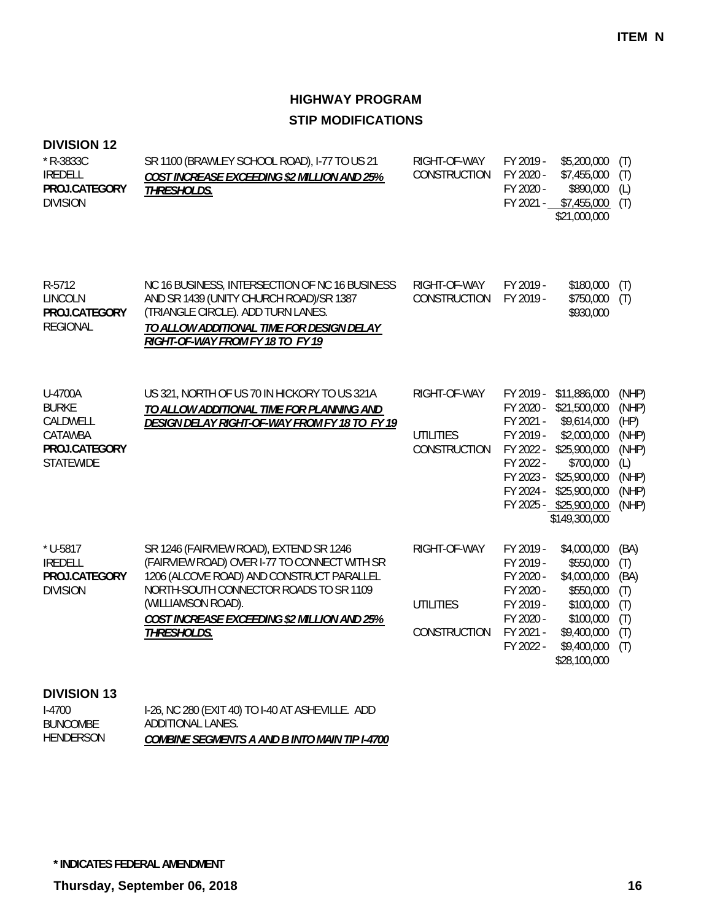ITEM N

# HIGHWAY PROGRAM
## STIP MODIFICATIONS

### DIVISION 12

| Project | Description | Phase | Year | Amount | Fund |
|---|---|---|---|---|---|
| * R-3833C<br>IREDELL<br>**PROJ.CATEGORY**<br>DIVISION | SR 1100 (BRAWLEY SCHOOL ROAD), I-77 TO US 21<br>***COST INCREASE EXCEEDING $2 MILLION AND 25% THRESHOLDS.*** | RIGHT-OF-WAY | FY 2019 - | $5,200,000 | (T) |
| | | CONSTRUCTION | FY 2020 - | $7,455,000 | (T) |
| | | | FY 2020 - | $890,000 | (L) |
| | | | FY 2021 - | $7,455,000 | (T) |
| | | | | $21,000,000 | |
| R-5712<br>LINCOLN<br>**PROJ.CATEGORY**<br>REGIONAL | NC 16 BUSINESS, INTERSECTION OF NC 16 BUSINESS AND SR 1439 (UNITY CHURCH ROAD)/SR 1387 (TRIANGLE CIRCLE). ADD TURN LANES.<br>***TO ALLOW ADDITIONAL TIME FOR DESIGN DELAY RIGHT-OF-WAY FROM FY 18 TO FY 19*** | RIGHT-OF-WAY | FY 2019 - | $180,000 | (T) |
| | | CONSTRUCTION | FY 2019 - | $750,000 | (T) |
| | | | | $930,000 | |
| U-4700A<br>BURKE<br>CALDWELL<br>CATAWBA<br>**PROJ.CATEGORY**<br>STATEWIDE | US 321, NORTH OF US 70 IN HICKORY TO US 321A<br>***TO ALLOW ADDITIONAL TIME FOR PLANNING AND DESIGN DELAY RIGHT-OF-WAY FROM FY 18 TO FY 19*** | RIGHT-OF-WAY | FY 2019 - | $11,886,000 | (NHP) |
| | | | FY 2020 - | $21,500,000 | (NHP) |
| | | | FY 2021 - | $9,614,000 | (HP) |
| | | UTILITIES | FY 2019 - | $2,000,000 | (NHP) |
| | | CONSTRUCTION | FY 2022 - | $25,900,000 | (NHP) |
| | | | FY 2022 - | $700,000 | (L) |
| | | | FY 2023 - | $25,900,000 | (NHP) |
| | | | FY 2024 - | $25,900,000 | (NHP) |
| | | | FY 2025 - | $25,900,000 | (NHP) |
| | | | | $149,300,000 | |
| * U-5817<br>IREDELL<br>**PROJ.CATEGORY**<br>DIVISION | SR 1246 (FAIRVIEW ROAD), EXTEND SR 1246 (FAIRVIEW ROAD) OVER I-77 TO CONNECT WITH SR 1206 (ALCOVE ROAD) AND CONSTRUCT PARALLEL NORTH-SOUTH CONNECTOR ROADS TO SR 1109 (WILLIAMSON ROAD).<br>***COST INCREASE EXCEEDING $2 MILLION AND 25% THRESHOLDS.*** | RIGHT-OF-WAY | FY 2019 - | $4,000,000 | (BA) |
| | | | FY 2019 - | $550,000 | (T) |
| | | | FY 2020 - | $4,000,000 | (BA) |
| | | | FY 2020 - | $550,000 | (T) |
| | | UTILITIES | FY 2019 - | $100,000 | (T) |
| | | | FY 2020 - | $100,000 | (T) |
| | | CONSTRUCTION | FY 2021 - | $9,400,000 | (T) |
| | | | FY 2022 - | $9,400,000 | (T) |
| | | | | $28,100,000 | |

### DIVISION 13

| Project | Description |
|---|---|
| I-4700<br>BUNCOMBE<br>HENDERSON | I-26, NC 280 (EXIT 40) TO I-40 AT ASHEVILLE. ADD ADDITIONAL LANES.<br>***COMBINE SEGMENTS A AND B INTO MAIN TIP I-4700*** |

**\* INDICATES FEDERAL AMENDMENT**

**Thursday, September 06, 2018**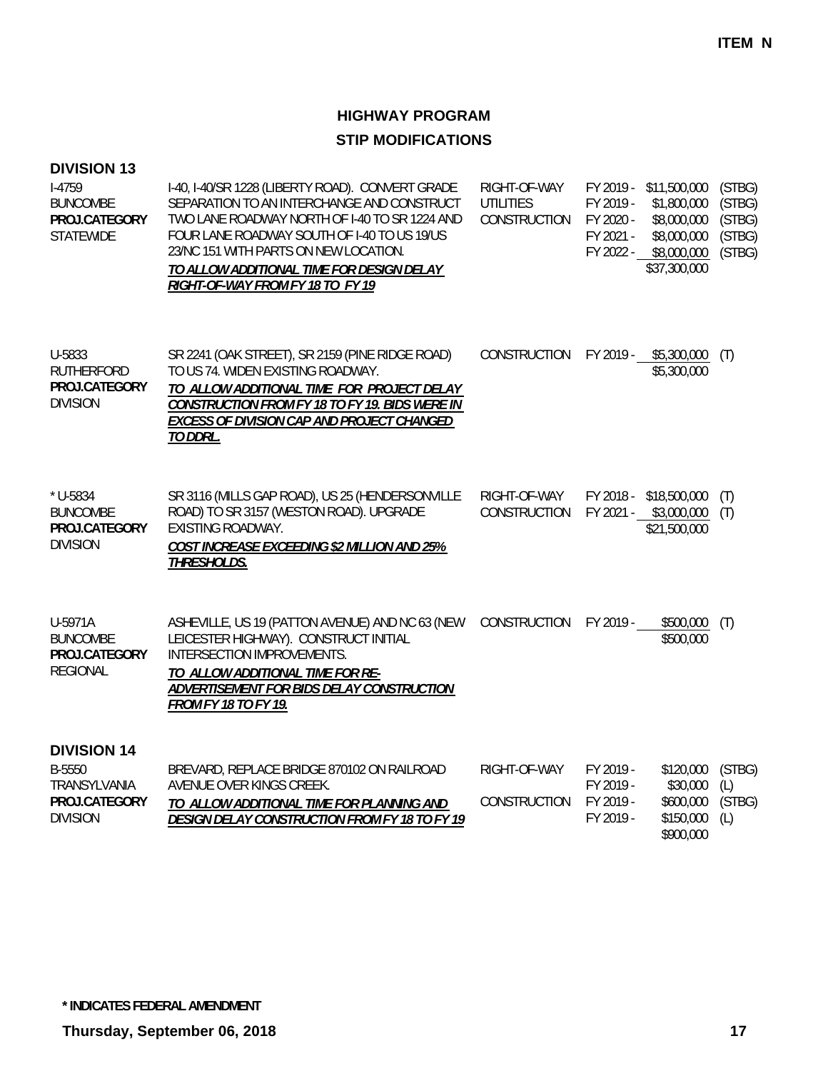**ITEM N**

## HIGHWAY PROGRAM
## STIP MODIFICATIONS

### DIVISION 13

| Project | Description | Work | Year | Amount | Fund |
|---|---|---|---|---|---|
| I-4759<br>BUNCOMBE<br>**PROJ.CATEGORY**<br>STATEWIDE | I-40, I-40/SR 1228 (LIBERTY ROAD). CONVERT GRADE SEPARATION TO AN INTERCHANGE AND CONSTRUCT TWO LANE ROADWAY NORTH OF I-40 TO SR 1224 AND FOUR LANE ROADWAY SOUTH OF I-40 TO US 19/US 23/NC 151 WITH PARTS ON NEW LOCATION.<br>***TO ALLOW ADDITIONAL TIME FOR DESIGN DELAY RIGHT-OF-WAY FROM FY 18 TO FY 19*** | RIGHT-OF-WAY<br>UTILITIES<br>CONSTRUCTION | FY 2019 -<br>FY 2019 -<br>FY 2020 -<br>FY 2021 -<br>FY 2022 - | \$11,500,000<br>\$1,800,000<br>\$8,000,000<br>\$8,000,000<br>\$8,000,000<br>\$37,300,000 | (STBG)<br>(STBG)<br>(STBG)<br>(STBG)<br>(STBG) |
| U-5833<br>RUTHERFORD<br>**PROJ.CATEGORY**<br>DIVISION | SR 2241 (OAK STREET), SR 2159 (PINE RIDGE ROAD) TO US 74. WIDEN EXISTING ROADWAY.<br>***TO ALLOW ADDITIONAL TIME FOR PROJECT DELAY CONSTRUCTION FROM FY 18 TO FY 19. BIDS WERE IN EXCESS OF DIVISION CAP AND PROJECT CHANGED TO DDRL.*** | CONSTRUCTION | FY 2019 - | \$5,300,000<br>\$5,300,000 | (T) |
| * U-5834<br>BUNCOMBE<br>**PROJ.CATEGORY**<br>DIVISION | SR 3116 (MILLS GAP ROAD), US 25 (HENDERSONVILLE ROAD) TO SR 3157 (WESTON ROAD). UPGRADE EXISTING ROADWAY.<br>***COST INCREASE EXCEEDING $2 MILLION AND 25% THRESHOLDS.*** | RIGHT-OF-WAY<br>CONSTRUCTION | FY 2018 -<br>FY 2021 - | \$18,500,000<br>\$3,000,000<br>\$21,500,000 | (T)<br>(T) |
| U-5971A<br>BUNCOMBE<br>**PROJ.CATEGORY**<br>REGIONAL | ASHEVILLE, US 19 (PATTON AVENUE) AND NC 63 (NEW LEICESTER HIGHWAY). CONSTRUCT INITIAL INTERSECTION IMPROVEMENTS.<br>***TO ALLOW ADDITIONAL TIME FOR RE-ADVERTISEMENT FOR BIDS DELAY CONSTRUCTION FROM FY 18 TO FY 19.*** | CONSTRUCTION | FY 2019 - | \$500,000<br>\$500,000 | (T) |

### DIVISION 14

| Project | Description | Work | Year | Amount | Fund |
|---|---|---|---|---|---|
| B-5550<br>TRANSYLVANIA<br>**PROJ.CATEGORY**<br>DIVISION | BREVARD, REPLACE BRIDGE 870102 ON RAILROAD AVENUE OVER KINGS CREEK.<br>***TO ALLOW ADDITIONAL TIME FOR PLANNING AND DESIGN DELAY CONSTRUCTION FROM FY 18 TO FY 19*** | RIGHT-OF-WAY<br><br>CONSTRUCTION | FY 2019 -<br>FY 2019 -<br>FY 2019 -<br>FY 2019 - | \$120,000<br>\$30,000<br>\$600,000<br>\$150,000<br>\$900,000 | (STBG)<br>(L)<br>(STBG)<br>(L) |

**\* INDICATES FEDERAL AMENDMENT**

**Thursday, September 06, 2018**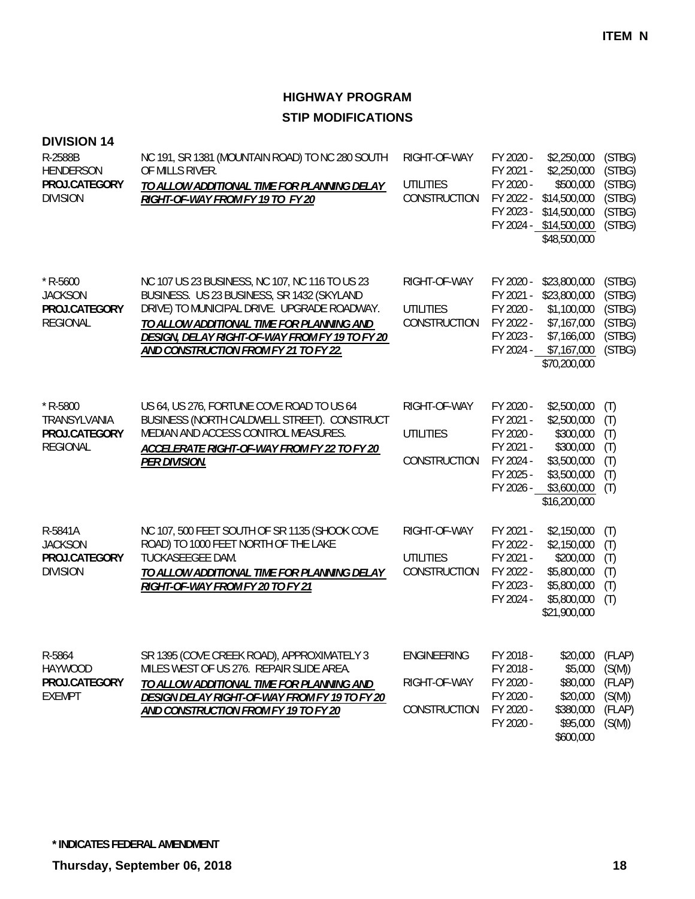ITEM N

# HIGHWAY PROGRAM

## STIP MODIFICATIONS

### DIVISION 14

| Project | Description | Work Type | Fiscal Year | Amount | Fund |
|---|---|---|---|---|---|
| R-2588B<br>HENDERSON<br>**PROJ.CATEGORY**<br>DIVISION | NC 191, SR 1381 (MOUNTAIN ROAD) TO NC 280 SOUTH OF MILLS RIVER.<br>***TO ALLOW ADDITIONAL TIME FOR PLANNING DELAY RIGHT-OF-WAY FROM FY 19 TO FY 20*** | RIGHT-OF-WAY | FY 2020 - | $2,250,000 | (STBG) |
| | | | FY 2021 - | $2,250,000 | (STBG) |
| | | UTILITIES | FY 2020 - | $500,000 | (STBG) |
| | | CONSTRUCTION | FY 2022 - | $14,500,000 | (STBG) |
| | | | FY 2023 - | $14,500,000 | (STBG) |
| | | | FY 2024 - | $14,500,000 | (STBG) |
| | | | | $48,500,000 | |
| * R-5600<br>JACKSON<br>**PROJ.CATEGORY**<br>REGIONAL | NC 107 US 23 BUSINESS, NC 107, NC 116 TO US 23 BUSINESS. US 23 BUSINESS, SR 1432 (SKYLAND DRIVE) TO MUNICIPAL DRIVE. UPGRADE ROADWAY.<br>***TO ALLOW ADDITIONAL TIME FOR PLANNING AND DESIGN, DELAY RIGHT-OF-WAY FROM FY 19 TO FY 20 AND CONSTRUCTION FROM FY 21 TO FY 22.*** | RIGHT-OF-WAY | FY 2020 - | $23,800,000 | (STBG) |
| | | | FY 2021 - | $23,800,000 | (STBG) |
| | | UTILITIES | FY 2020 - | $1,100,000 | (STBG) |
| | | CONSTRUCTION | FY 2022 - | $7,167,000 | (STBG) |
| | | | FY 2023 - | $7,166,000 | (STBG) |
| | | | FY 2024 - | $7,167,000 | (STBG) |
| | | | | $70,200,000 | |
| * R-5800<br>TRANSYLVANIA<br>**PROJ.CATEGORY**<br>REGIONAL | US 64, US 276, FORTUNE COVE ROAD TO US 64 BUSINESS (NORTH CALDWELL STREET). CONSTRUCT MEDIAN AND ACCESS CONTROL MEASURES.<br>***ACCELERATE RIGHT-OF-WAY FROM FY 22 TO FY 20 PER DIVISION.*** | RIGHT-OF-WAY | FY 2020 - | $2,500,000 | (T) |
| | | | FY 2021 - | $2,500,000 | (T) |
| | | UTILITIES | FY 2020 - | $300,000 | (T) |
| | | | FY 2021 - | $300,000 | (T) |
| | | CONSTRUCTION | FY 2024 - | $3,500,000 | (T) |
| | | | FY 2025 - | $3,500,000 | (T) |
| | | | FY 2026 - | $3,600,000 | (T) |
| | | | | $16,200,000 | |
| R-5841A<br>JACKSON<br>**PROJ.CATEGORY**<br>DIVISION | NC 107, 500 FEET SOUTH OF SR 1135 (SHOOK COVE ROAD) TO 1000 FEET NORTH OF THE LAKE TUCKASEEGEE DAM.<br>***TO ALLOW ADDITIONAL TIME FOR PLANNING DELAY RIGHT-OF-WAY FROM FY 20 TO FY 21*** | RIGHT-OF-WAY | FY 2021 - | $2,150,000 | (T) |
| | | | FY 2022 - | $2,150,000 | (T) |
| | | UTILITIES | FY 2021 - | $200,000 | (T) |
| | | CONSTRUCTION | FY 2022 - | $5,800,000 | (T) |
| | | | FY 2023 - | $5,800,000 | (T) |
| | | | FY 2024 - | $5,800,000 | (T) |
| | | | | $21,900,000 | |
| R-5864<br>HAYWOOD<br>**PROJ.CATEGORY**<br>EXEMPT | SR 1395 (COVE CREEK ROAD), APPROXIMATELY 3 MILES WEST OF US 276. REPAIR SLIDE AREA.<br>***TO ALLOW ADDITIONAL TIME FOR PLANNING AND DESIGN DELAY RIGHT-OF-WAY FROM FY 19 TO FY 20 AND CONSTRUCTION FROM FY 19 TO FY 20*** | ENGINEERING | FY 2018 - | $20,000 | (FLAP) |
| | | | FY 2018 - | $5,000 | (S(M)) |
| | | RIGHT-OF-WAY | FY 2020 - | $80,000 | (FLAP) |
| | | | FY 2020 - | $20,000 | (S(M)) |
| | | CONSTRUCTION | FY 2020 - | $380,000 | (FLAP) |
| | | | FY 2020 - | $95,000 | (S(M)) |
| | | | | $600,000 | |

**\* INDICATES FEDERAL AMENDMENT**

**Thursday, September 06, 2018**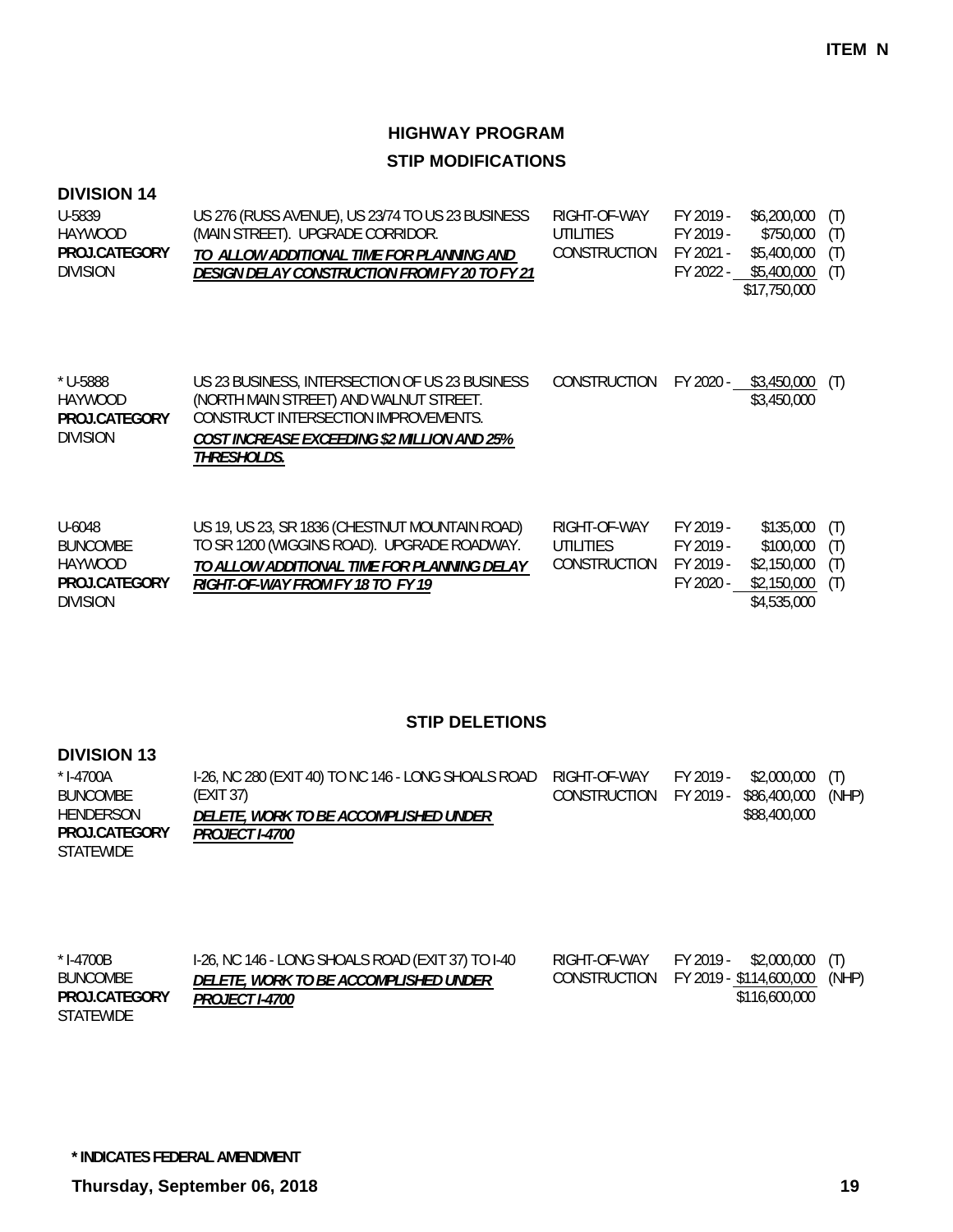**ITEM N**

# HIGHWAY PROGRAM

## STIP MODIFICATIONS

### DIVISION 14

| Project | Description | Phase | Fiscal Year | Amount | Fund |
|---|---|---|---|---|---|
| U-5839<br>HAYWOOD<br>**PROJ.CATEGORY**<br>DIVISION | US 276 (RUSS AVENUE), US 23/74 TO US 23 BUSINESS (MAIN STREET). UPGRADE CORRIDOR.<br>***TO ALLOW ADDITIONAL TIME FOR PLANNING AND DESIGN DELAY CONSTRUCTION FROM FY 20 TO FY 21*** | RIGHT-OF-WAY | FY 2019 - | $6,200,000 | (T) |
| | | UTILITIES | FY 2019 - | $750,000 | (T) |
| | | CONSTRUCTION | FY 2021 - | $5,400,000 | (T) |
| | | | FY 2022 - | $5,400,000 | (T) |
| | | | | $17,750,000 | |
| * U-5888<br>HAYWOOD<br>**PROJ.CATEGORY**<br>DIVISION | US 23 BUSINESS, INTERSECTION OF US 23 BUSINESS (NORTH MAIN STREET) AND WALNUT STREET. CONSTRUCT INTERSECTION IMPROVEMENTS.<br>***COST INCREASE EXCEEDING $2 MILLION AND 25% THRESHOLDS.*** | CONSTRUCTION | FY 2020 - | $3,450,000 | (T) |
| | | | | $3,450,000 | |
| U-6048<br>BUNCOMBE<br>HAYWOOD<br>**PROJ.CATEGORY**<br>DIVISION | US 19, US 23, SR 1836 (CHESTNUT MOUNTAIN ROAD) TO SR 1200 (WIGGINS ROAD). UPGRADE ROADWAY.<br>***TO ALLOW ADDITIONAL TIME FOR PLANNING DELAY RIGHT-OF-WAY FROM FY 18 TO FY 19*** | RIGHT-OF-WAY | FY 2019 - | $135,000 | (T) |
| | | UTILITIES | FY 2019 - | $100,000 | (T) |
| | | CONSTRUCTION | FY 2019 - | $2,150,000 | (T) |
| | | | FY 2020 - | $2,150,000 | (T) |
| | | | | $4,535,000 | |

## STIP DELETIONS

### DIVISION 13

| Project | Description | Phase | Fiscal Year | Amount | Fund |
|---|---|---|---|---|---|
| * I-4700A<br>BUNCOMBE<br>HENDERSON<br>**PROJ.CATEGORY**<br>STATEWIDE | I-26, NC 280 (EXIT 40) TO NC 146 - LONG SHOALS ROAD (EXIT 37)<br>***DELETE, WORK TO BE ACCOMPLISHED UNDER PROJECT I-4700*** | RIGHT-OF-WAY | FY 2019 - | $2,000,000 | (T) |
| | | CONSTRUCTION | FY 2019 - | $86,400,000 | (NHP) |
| | | | | $88,400,000 | |
| * I-4700B<br>BUNCOMBE<br>**PROJ.CATEGORY**<br>STATEWIDE | I-26, NC 146 - LONG SHOALS ROAD (EXIT 37) TO I-40<br>***DELETE, WORK TO BE ACCOMPLISHED UNDER PROJECT I-4700*** | RIGHT-OF-WAY | FY 2019 - | $2,000,000 | (T) |
| | | CONSTRUCTION | FY 2019 - | $114,600,000 | (NHP) |
| | | | | $116,600,000 | |

**\* INDICATES FEDERAL AMENDMENT**

**Thursday, September 06, 2018**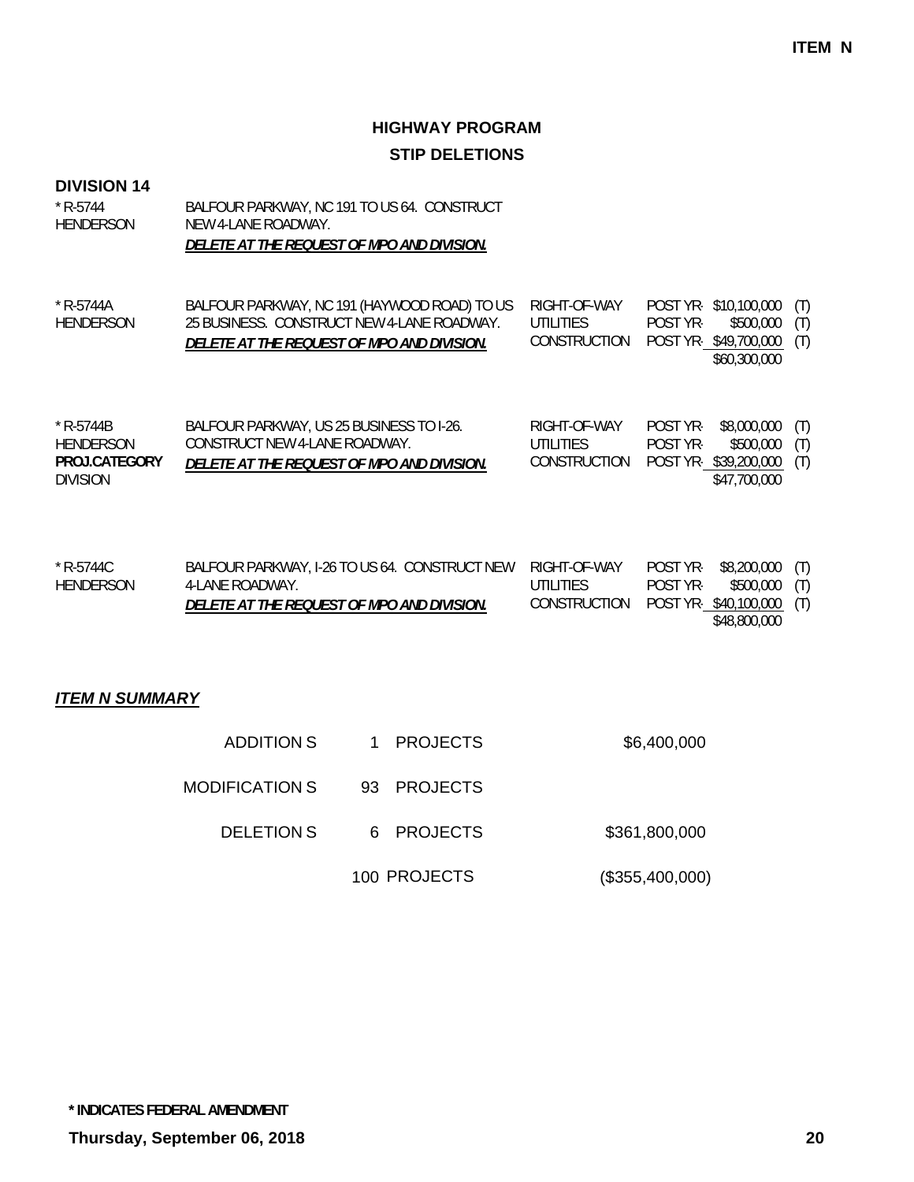ITEM N

# HIGHWAY PROGRAM

## STIP DELETIONS

### DIVISION 14

| | | | | | |
|---|---|---|---|---|---|
| * R-5744<br>HENDERSON | BALFOUR PARKWAY, NC 191 TO US 64. CONSTRUCT NEW 4-LANE ROADWAY.<br>***DELETE AT THE REQUEST OF MPO AND DIVISION.*** | | | | |
| * R-5744A<br>HENDERSON | BALFOUR PARKWAY, NC 191 (HAYWOOD ROAD) TO US 25 BUSINESS. CONSTRUCT NEW 4-LANE ROADWAY.<br>***DELETE AT THE REQUEST OF MPO AND DIVISION.*** | RIGHT-OF-WAY<br>UTILITIES<br>CONSTRUCTION | POST YR-<br>POST YR-<br>POST YR- | $10,100,000<br>$500,000<br>$49,700,000<br>$60,300,000 | (T)<br>(T)<br>(T) |
| * R-5744B<br>HENDERSON<br>**PROJ.CATEGORY**<br>DIVISION | BALFOUR PARKWAY, US 25 BUSINESS TO I-26. CONSTRUCT NEW 4-LANE ROADWAY.<br>***DELETE AT THE REQUEST OF MPO AND DIVISION.*** | RIGHT-OF-WAY<br>UTILITIES<br>CONSTRUCTION | POST YR-<br>POST YR-<br>POST YR- | $8,000,000<br>$500,000<br>$39,200,000<br>$47,700,000 | (T)<br>(T)<br>(T) |
| * R-5744C<br>HENDERSON | BALFOUR PARKWAY, I-26 TO US 64. CONSTRUCT NEW 4-LANE ROADWAY.<br>***DELETE AT THE REQUEST OF MPO AND DIVISION.*** | RIGHT-OF-WAY<br>UTILITIES<br>CONSTRUCTION | POST YR-<br>POST YR-<br>POST YR- | $8,200,000<br>$500,000<br>$40,100,000<br>$48,800,000 | (T)<br>(T)<br>(T) |

***ITEM N SUMMARY***

| | | | |
|---|---|---|---|
| ADDITION S | 1 | PROJECTS | $6,400,000 |
| MODIFICATION S | 93 | PROJECTS | |
| DELETION S | 6 | PROJECTS | $361,800,000 |
| | 100 | PROJECTS | ($355,400,000) |

**\* INDICATES FEDERAL AMENDMENT**

**Thursday, September 06, 2018**